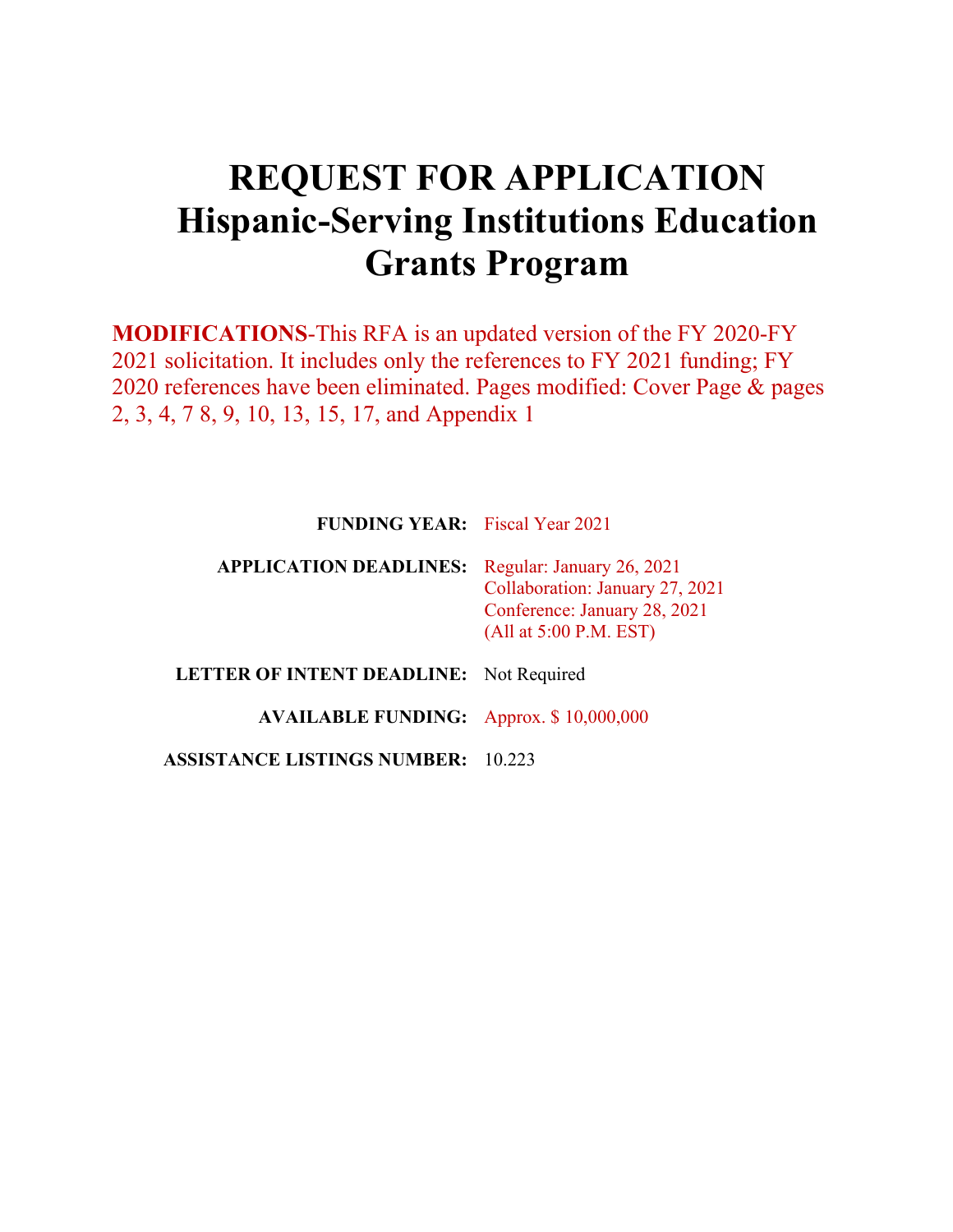# REQUEST FOR APPLICATION
# Hispanic-Serving Institutions Education Grants Program

**MODIFICATIONS**-This RFA is an updated version of the FY 2020-FY 2021 solicitation. It includes only the references to FY 2021 funding; FY 2020 references have been eliminated. Pages modified: Cover Page & pages 2, 3, 4, 7 8, 9, 10, 13, 15, 17, and Appendix 1

**FUNDING YEAR:** Fiscal Year 2021

**APPLICATION DEADLINES:** Regular: January 26, 2021
Collaboration: January 27, 2021
Conference: January 28, 2021
(All at 5:00 P.M. EST)

**LETTER OF INTENT DEADLINE:** Not Required

**AVAILABLE FUNDING:** Approx. $ 10,000,000

**ASSISTANCE LISTINGS NUMBER:** 10.223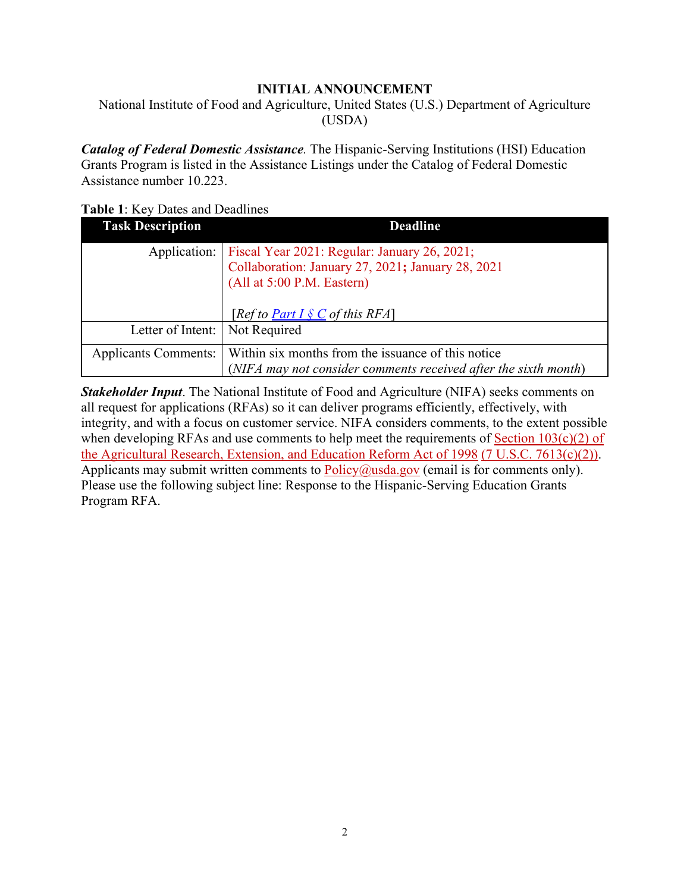**INITIAL ANNOUNCEMENT**

National Institute of Food and Agriculture, United States (U.S.) Department of Agriculture (USDA)

***Catalog of Federal Domestic Assistance****.* The Hispanic-Serving Institutions (HSI) Education Grants Program is listed in the Assistance Listings under the Catalog of Federal Domestic Assistance number 10.223.

**Table 1**: Key Dates and Deadlines

| Task Description | Deadline |
|---|---|
| Application: | Fiscal Year 2021: Regular: January 26, 2021; Collaboration: January 27, 2021**;** January 28, 2021 (All at 5:00 P.M. Eastern)<br><br>[*Ref to Part I § C of this RFA*] |
| Letter of Intent: | Not Required |
| Applicants Comments: | Within six months from the issuance of this notice (*NIFA may not consider comments received after the sixth month*) |

***Stakeholder Input***. The National Institute of Food and Agriculture (NIFA) seeks comments on all request for applications (RFAs) so it can deliver programs efficiently, effectively, with integrity, and with a focus on customer service. NIFA considers comments, to the extent possible when developing RFAs and use comments to help meet the requirements of Section 103(c)(2) of the Agricultural Research, Extension, and Education Reform Act of 1998 (7 U.S.C. 7613(c)(2)). Applicants may submit written comments to Policy@usda.gov (email is for comments only). Please use the following subject line: Response to the Hispanic-Serving Education Grants Program RFA.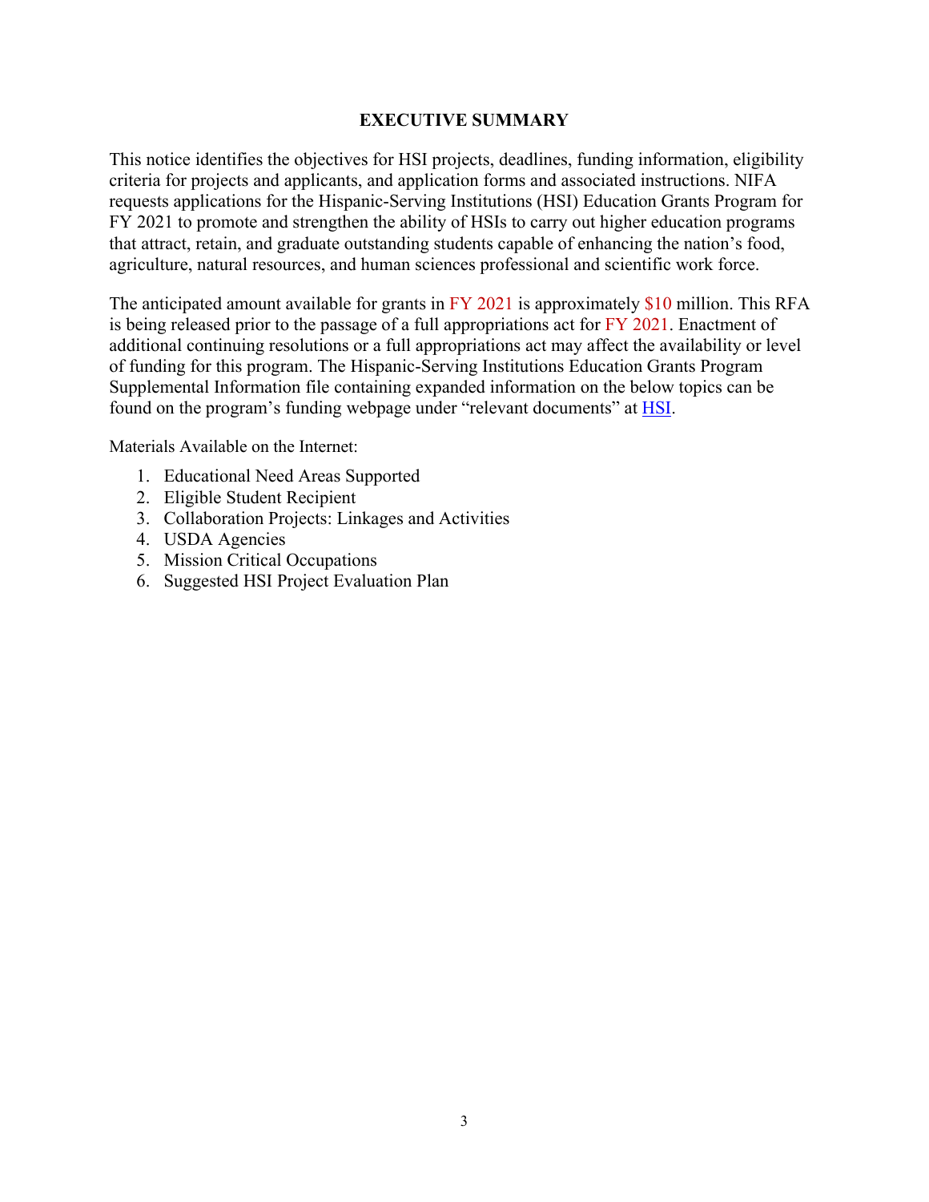## EXECUTIVE SUMMARY

This notice identifies the objectives for HSI projects, deadlines, funding information, eligibility criteria for projects and applicants, and application forms and associated instructions. NIFA requests applications for the Hispanic-Serving Institutions (HSI) Education Grants Program for FY 2021 to promote and strengthen the ability of HSIs to carry out higher education programs that attract, retain, and graduate outstanding students capable of enhancing the nation's food, agriculture, natural resources, and human sciences professional and scientific work force.

The anticipated amount available for grants in FY 2021 is approximately $10 million. This RFA is being released prior to the passage of a full appropriations act for FY 2021. Enactment of additional continuing resolutions or a full appropriations act may affect the availability or level of funding for this program. The Hispanic-Serving Institutions Education Grants Program Supplemental Information file containing expanded information on the below topics can be found on the program's funding webpage under "relevant documents" at HSI.

Materials Available on the Internet:

1. Educational Need Areas Supported
2. Eligible Student Recipient
3. Collaboration Projects: Linkages and Activities
4. USDA Agencies
5. Mission Critical Occupations
6. Suggested HSI Project Evaluation Plan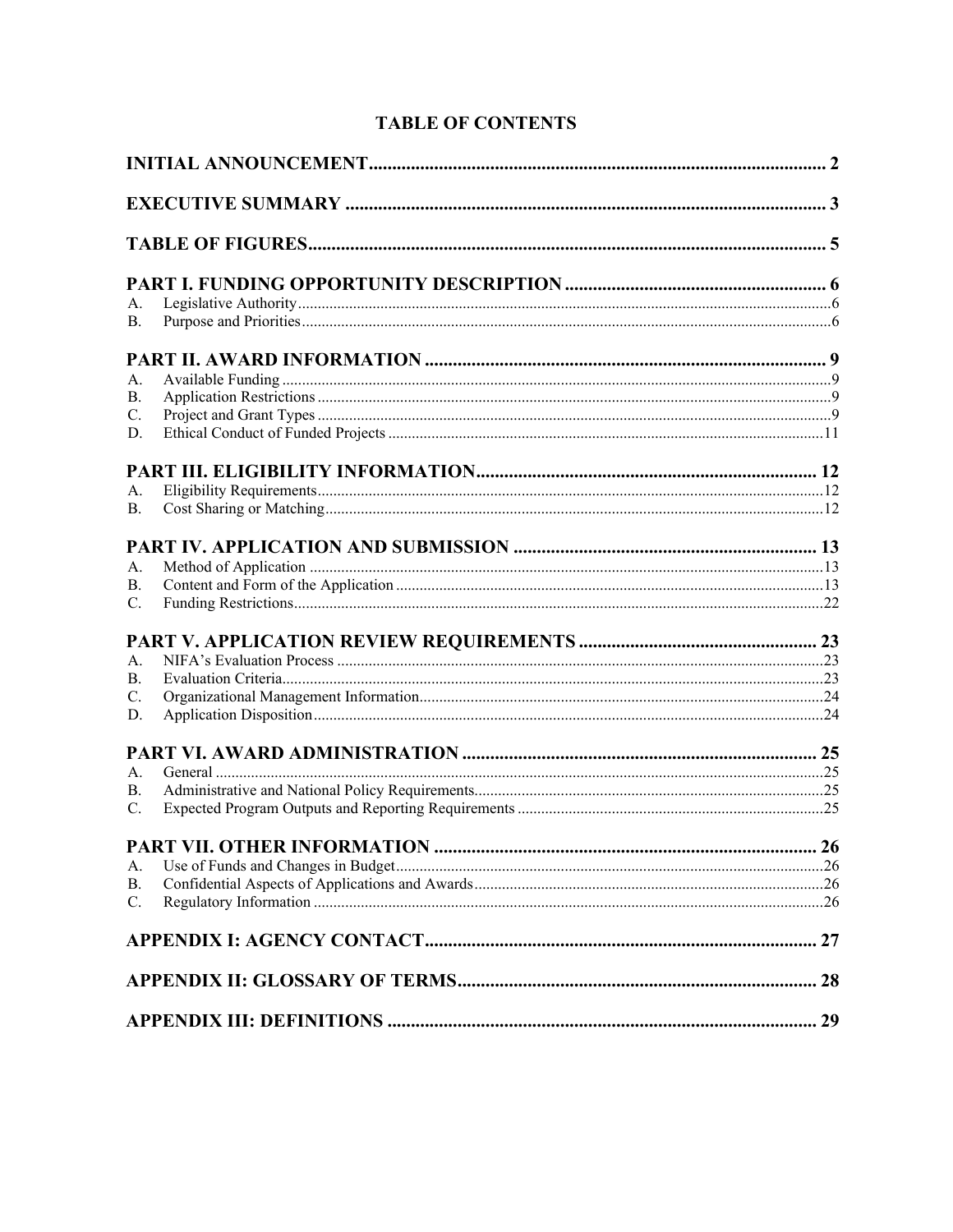# TABLE OF CONTENTS

**INITIAL ANNOUNCEMENT** .......... 2

**EXECUTIVE SUMMARY** .......... 3

**TABLE OF FIGURES** .......... 5

**PART I. FUNDING OPPORTUNITY DESCRIPTION** .......... 6

A. Legislative Authority .......... 6
B. Purpose and Priorities .......... 6

**PART II. AWARD INFORMATION** .......... 9

A. Available Funding .......... 9
B. Application Restrictions .......... 9
C. Project and Grant Types .......... 9
D. Ethical Conduct of Funded Projects .......... 11

**PART III. ELIGIBILITY INFORMATION** .......... 12

A. Eligibility Requirements .......... 12
B. Cost Sharing or Matching .......... 12

**PART IV. APPLICATION AND SUBMISSION** .......... 13

A. Method of Application .......... 13
B. Content and Form of the Application .......... 13
C. Funding Restrictions .......... 22

**PART V. APPLICATION REVIEW REQUIREMENTS** .......... 23

A. NIFA's Evaluation Process .......... 23
B. Evaluation Criteria .......... 23
C. Organizational Management Information .......... 24
D. Application Disposition .......... 24

**PART VI. AWARD ADMINISTRATION** .......... 25

A. General .......... 25
B. Administrative and National Policy Requirements .......... 25
C. Expected Program Outputs and Reporting Requirements .......... 25

**PART VII. OTHER INFORMATION** .......... 26

A. Use of Funds and Changes in Budget .......... 26
B. Confidential Aspects of Applications and Awards .......... 26
C. Regulatory Information .......... 26

**APPENDIX I: AGENCY CONTACT** .......... 27

**APPENDIX II: GLOSSARY OF TERMS** .......... 28

**APPENDIX III: DEFINITIONS** .......... 29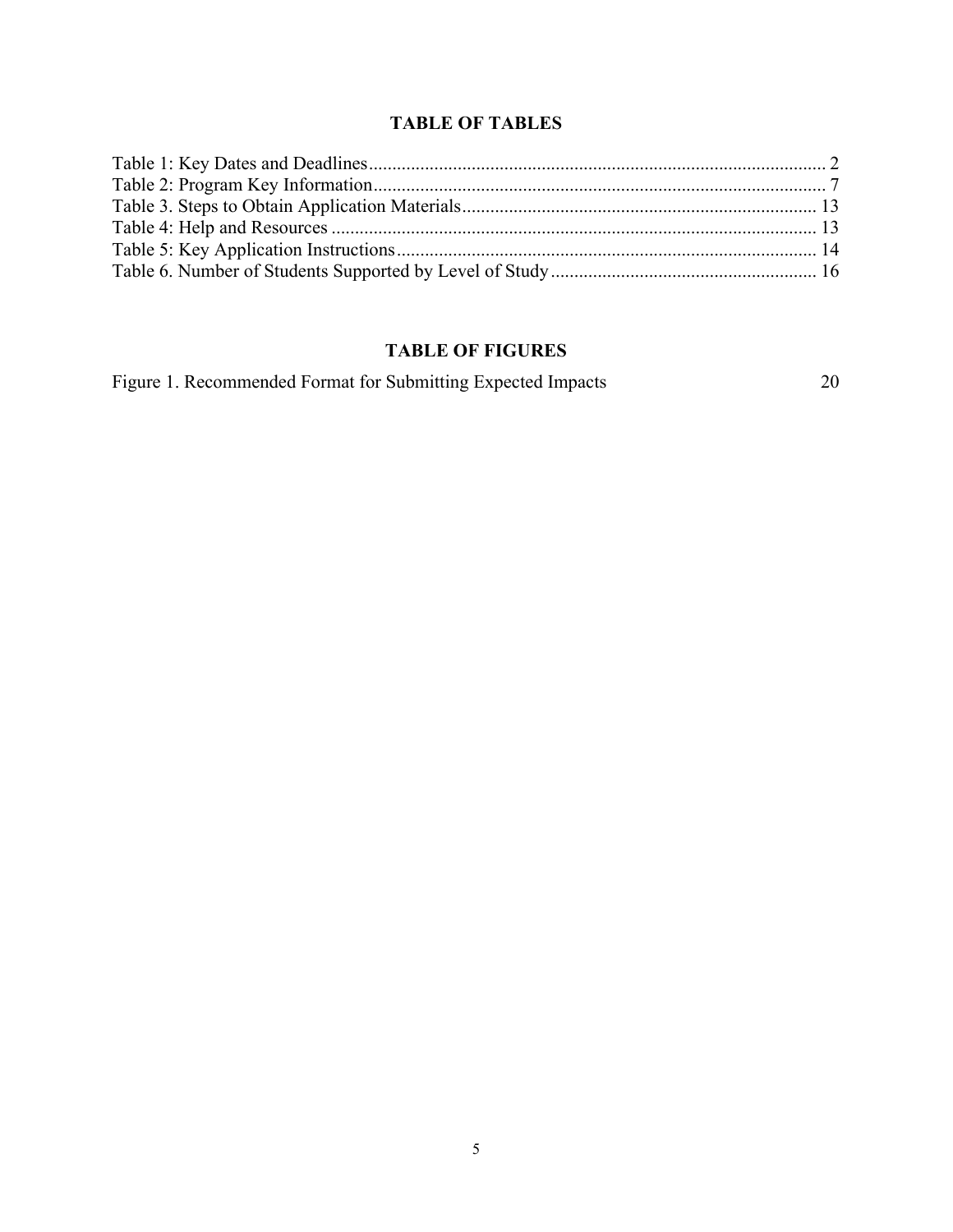## TABLE OF TABLES

Table 1: Key Dates and Deadlines ........................................................................................... 2
Table 2: Program Key Information ........................................................................................... 7
Table 3. Steps to Obtain Application Materials ........................................................................ 13
Table 4: Help and Resources .................................................................................................. 13
Table 5: Key Application Instructions ..................................................................................... 14
Table 6. Number of Students Supported by Level of Study ..................................................... 16

## TABLE OF FIGURES

Figure 1. Recommended Format for Submitting Expected Impacts 20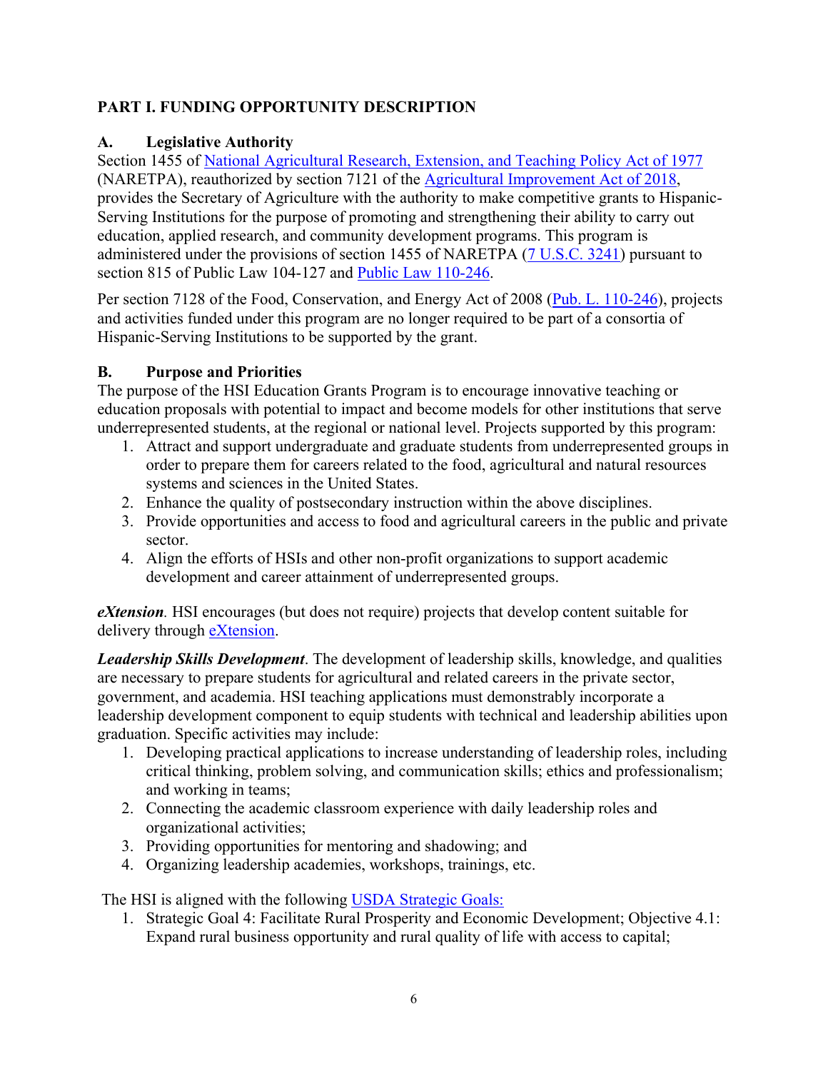## PART I. FUNDING OPPORTUNITY DESCRIPTION

### A. Legislative Authority

Section 1455 of National Agricultural Research, Extension, and Teaching Policy Act of 1977 (NARETPA), reauthorized by section 7121 of the Agricultural Improvement Act of 2018, provides the Secretary of Agriculture with the authority to make competitive grants to Hispanic-Serving Institutions for the purpose of promoting and strengthening their ability to carry out education, applied research, and community development programs. This program is administered under the provisions of section 1455 of NARETPA (7 U.S.C. 3241) pursuant to section 815 of Public Law 104-127 and Public Law 110-246.

Per section 7128 of the Food, Conservation, and Energy Act of 2008 (Pub. L. 110-246), projects and activities funded under this program are no longer required to be part of a consortia of Hispanic-Serving Institutions to be supported by the grant.

### B. Purpose and Priorities

The purpose of the HSI Education Grants Program is to encourage innovative teaching or education proposals with potential to impact and become models for other institutions that serve underrepresented students, at the regional or national level. Projects supported by this program:

1. Attract and support undergraduate and graduate students from underrepresented groups in order to prepare them for careers related to the food, agricultural and natural resources systems and sciences in the United States.
2. Enhance the quality of postsecondary instruction within the above disciplines.
3. Provide opportunities and access to food and agricultural careers in the public and private sector.
4. Align the efforts of HSIs and other non-profit organizations to support academic development and career attainment of underrepresented groups.

***eXtension***. HSI encourages (but does not require) projects that develop content suitable for delivery through eXtension.

***Leadership Skills Development***. The development of leadership skills, knowledge, and qualities are necessary to prepare students for agricultural and related careers in the private sector, government, and academia. HSI teaching applications must demonstrably incorporate a leadership development component to equip students with technical and leadership abilities upon graduation. Specific activities may include:

1. Developing practical applications to increase understanding of leadership roles, including critical thinking, problem solving, and communication skills; ethics and professionalism; and working in teams;
2. Connecting the academic classroom experience with daily leadership roles and organizational activities;
3. Providing opportunities for mentoring and shadowing; and
4. Organizing leadership academies, workshops, trainings, etc.

The HSI is aligned with the following USDA Strategic Goals:

1. Strategic Goal 4: Facilitate Rural Prosperity and Economic Development; Objective 4.1: Expand rural business opportunity and rural quality of life with access to capital;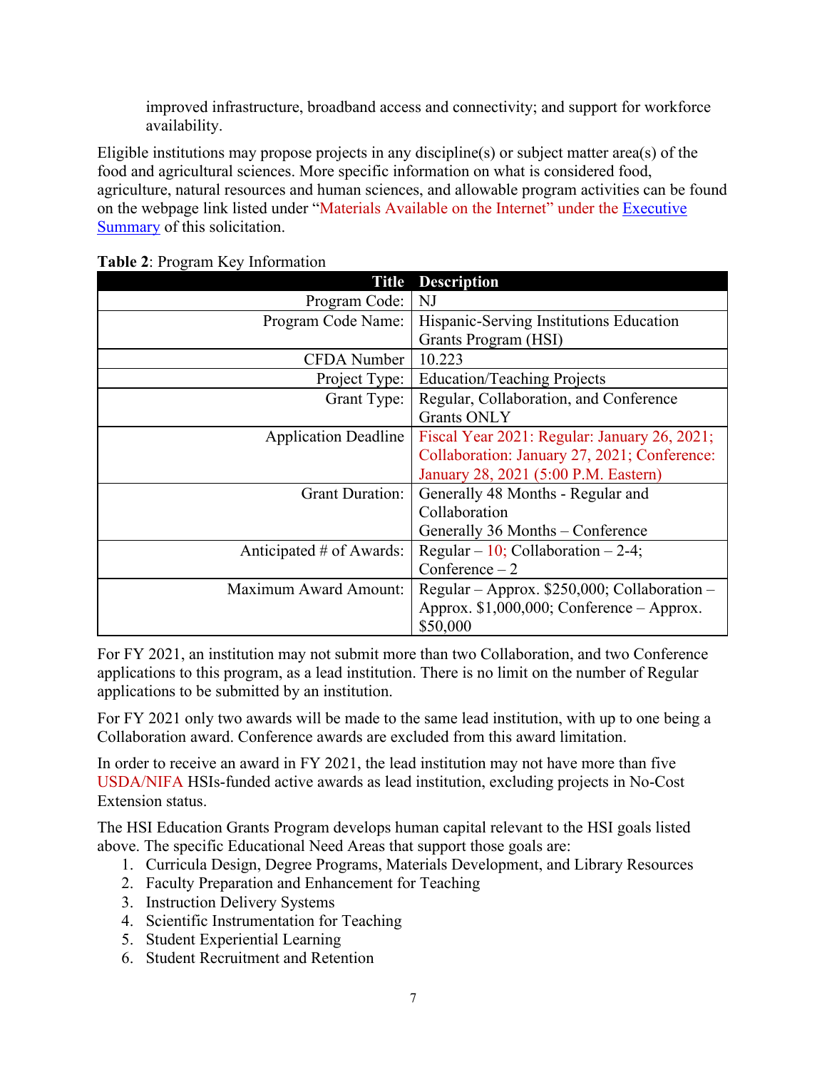improved infrastructure, broadband access and connectivity; and support for workforce availability.

Eligible institutions may propose projects in any discipline(s) or subject matter area(s) of the food and agricultural sciences. More specific information on what is considered food, agriculture, natural resources and human sciences, and allowable program activities can be found on the webpage link listed under "Materials Available on the Internet" under the Executive Summary of this solicitation.

**Table 2**: Program Key Information

| Title | Description |
|---|---|
| Program Code: | NJ |
| Program Code Name: | Hispanic-Serving Institutions Education Grants Program (HSI) |
| CFDA Number | 10.223 |
| Project Type: | Education/Teaching Projects |
| Grant Type: | Regular, Collaboration, and Conference Grants ONLY |
| Application Deadline | Fiscal Year 2021: Regular: January 26, 2021; Collaboration: January 27, 2021; Conference: January 28, 2021 (5:00 P.M. Eastern) |
| Grant Duration: | Generally 48 Months - Regular and Collaboration<br>Generally 36 Months – Conference |
| Anticipated # of Awards: | Regular – 10; Collaboration – 2-4; Conference – 2 |
| Maximum Award Amount: | Regular – Approx. $250,000; Collaboration – Approx. $1,000,000; Conference – Approx. $50,000 |

For FY 2021, an institution may not submit more than two Collaboration, and two Conference applications to this program, as a lead institution. There is no limit on the number of Regular applications to be submitted by an institution.

For FY 2021 only two awards will be made to the same lead institution, with up to one being a Collaboration award. Conference awards are excluded from this award limitation.

In order to receive an award in FY 2021, the lead institution may not have more than five USDA/NIFA HSIs-funded active awards as lead institution, excluding projects in No-Cost Extension status.

The HSI Education Grants Program develops human capital relevant to the HSI goals listed above. The specific Educational Need Areas that support those goals are:

1. Curricula Design, Degree Programs, Materials Development, and Library Resources
2. Faculty Preparation and Enhancement for Teaching
3. Instruction Delivery Systems
4. Scientific Instrumentation for Teaching
5. Student Experiential Learning
6. Student Recruitment and Retention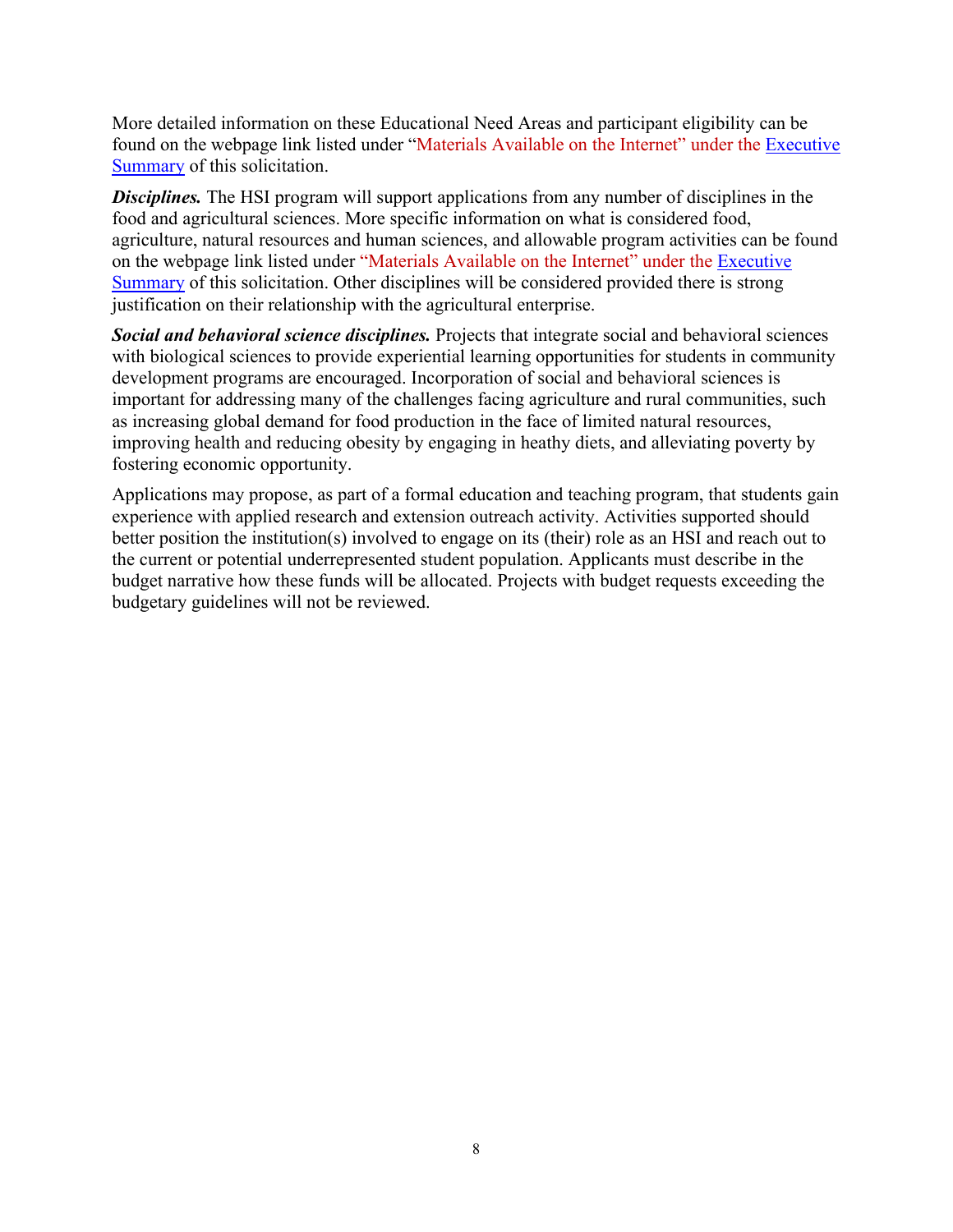More detailed information on these Educational Need Areas and participant eligibility can be found on the webpage link listed under "Materials Available on the Internet" under the Executive Summary of this solicitation.

***Disciplines.*** The HSI program will support applications from any number of disciplines in the food and agricultural sciences. More specific information on what is considered food, agriculture, natural resources and human sciences, and allowable program activities can be found on the webpage link listed under "Materials Available on the Internet" under the Executive Summary of this solicitation. Other disciplines will be considered provided there is strong justification on their relationship with the agricultural enterprise.

***Social and behavioral science disciplines.*** Projects that integrate social and behavioral sciences with biological sciences to provide experiential learning opportunities for students in community development programs are encouraged. Incorporation of social and behavioral sciences is important for addressing many of the challenges facing agriculture and rural communities, such as increasing global demand for food production in the face of limited natural resources, improving health and reducing obesity by engaging in heathy diets, and alleviating poverty by fostering economic opportunity.

Applications may propose, as part of a formal education and teaching program, that students gain experience with applied research and extension outreach activity. Activities supported should better position the institution(s) involved to engage on its (their) role as an HSI and reach out to the current or potential underrepresented student population. Applicants must describe in the budget narrative how these funds will be allocated. Projects with budget requests exceeding the budgetary guidelines will not be reviewed.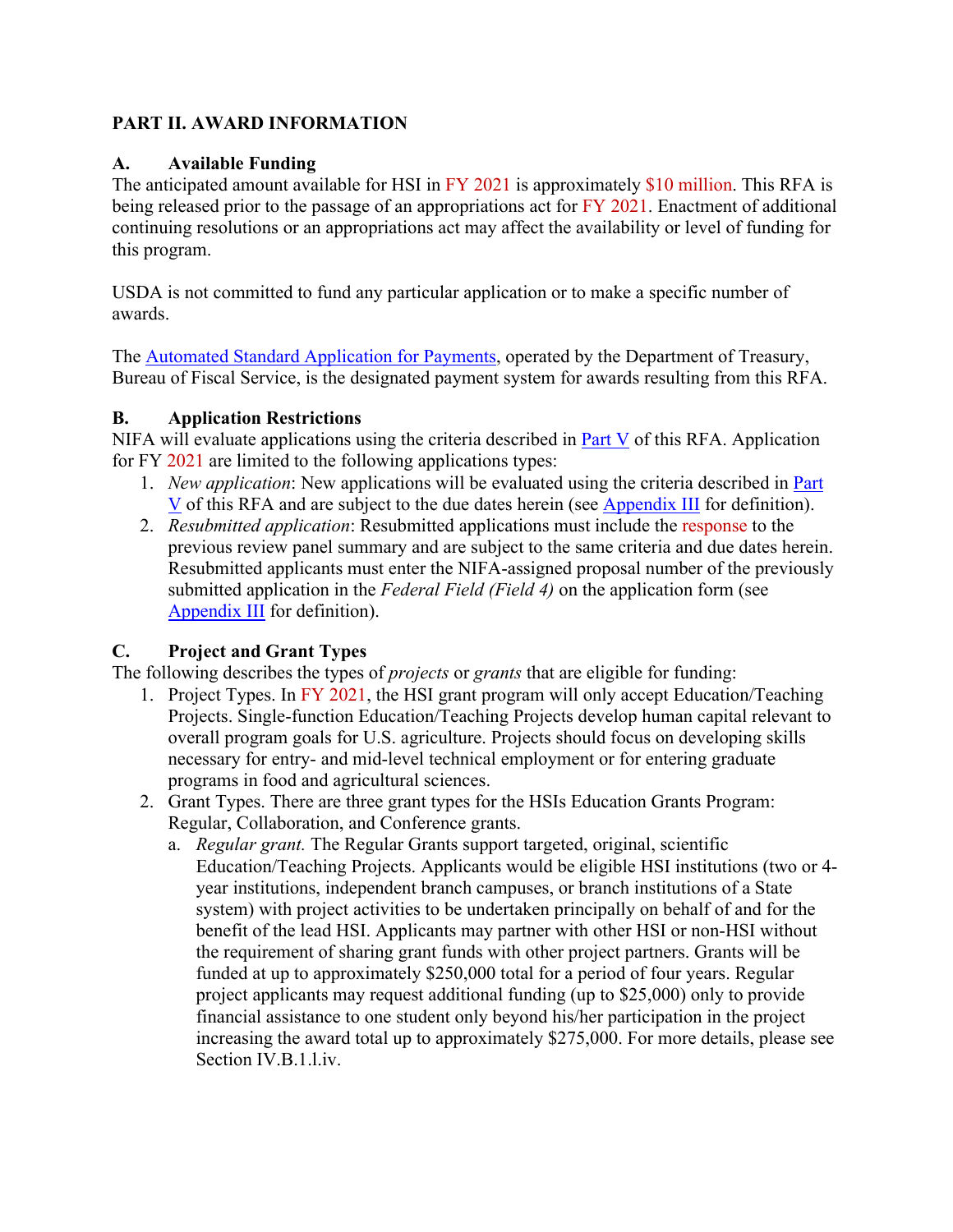## PART II. AWARD INFORMATION

### A. Available Funding

The anticipated amount available for HSI in FY 2021 is approximately $10 million. This RFA is being released prior to the passage of an appropriations act for FY 2021. Enactment of additional continuing resolutions or an appropriations act may affect the availability or level of funding for this program.

USDA is not committed to fund any particular application or to make a specific number of awards.

The Automated Standard Application for Payments, operated by the Department of Treasury, Bureau of Fiscal Service, is the designated payment system for awards resulting from this RFA.

### B. Application Restrictions

NIFA will evaluate applications using the criteria described in Part V of this RFA. Application for FY 2021 are limited to the following applications types:

1. *New application*: New applications will be evaluated using the criteria described in Part V of this RFA and are subject to the due dates herein (see Appendix III for definition).
2. *Resubmitted application*: Resubmitted applications must include the response to the previous review panel summary and are subject to the same criteria and due dates herein. Resubmitted applicants must enter the NIFA-assigned proposal number of the previously submitted application in the *Federal Field (Field 4)* on the application form (see Appendix III for definition).

### C. Project and Grant Types

The following describes the types of *projects* or *grants* that are eligible for funding:

1. Project Types. In FY 2021, the HSI grant program will only accept Education/Teaching Projects. Single-function Education/Teaching Projects develop human capital relevant to overall program goals for U.S. agriculture. Projects should focus on developing skills necessary for entry- and mid-level technical employment or for entering graduate programs in food and agricultural sciences.
2. Grant Types. There are three grant types for the HSIs Education Grants Program: Regular, Collaboration, and Conference grants.
   a. *Regular grant.* The Regular Grants support targeted, original, scientific Education/Teaching Projects. Applicants would be eligible HSI institutions (two or 4-year institutions, independent branch campuses, or branch institutions of a State system) with project activities to be undertaken principally on behalf of and for the benefit of the lead HSI. Applicants may partner with other HSI or non-HSI without the requirement of sharing grant funds with other project partners. Grants will be funded at up to approximately $250,000 total for a period of four years. Regular project applicants may request additional funding (up to $25,000) only to provide financial assistance to one student only beyond his/her participation in the project increasing the award total up to approximately $275,000. For more details, please see Section IV.B.1.l.iv.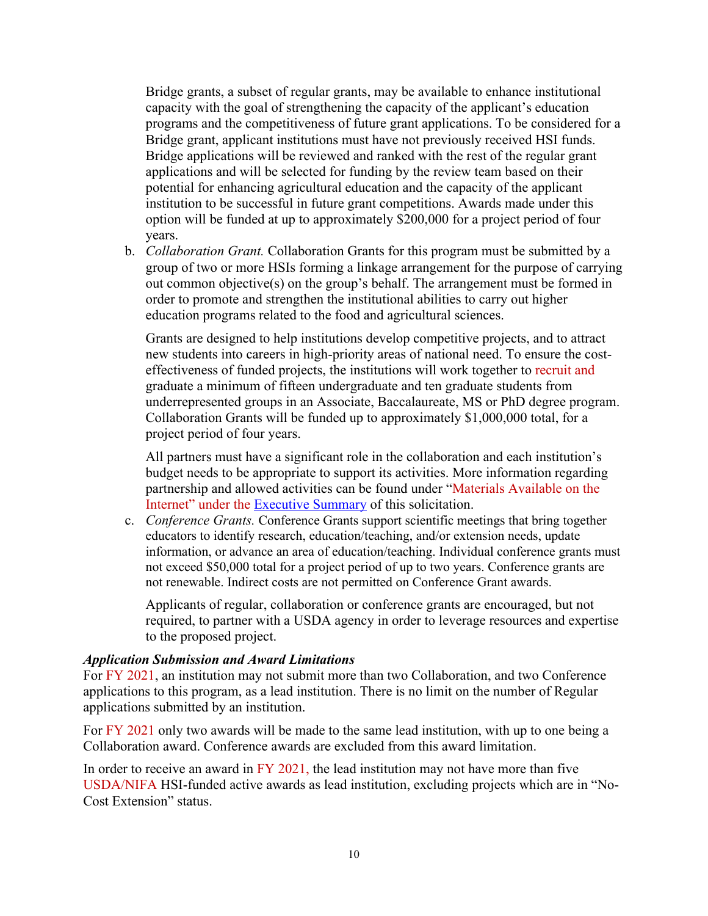Bridge grants, a subset of regular grants, may be available to enhance institutional capacity with the goal of strengthening the capacity of the applicant's education programs and the competitiveness of future grant applications. To be considered for a Bridge grant, applicant institutions must have not previously received HSI funds. Bridge applications will be reviewed and ranked with the rest of the regular grant applications and will be selected for funding by the review team based on their potential for enhancing agricultural education and the capacity of the applicant institution to be successful in future grant competitions. Awards made under this option will be funded at up to approximately $200,000 for a project period of four years.

b. *Collaboration Grant.* Collaboration Grants for this program must be submitted by a group of two or more HSIs forming a linkage arrangement for the purpose of carrying out common objective(s) on the group's behalf. The arrangement must be formed in order to promote and strengthen the institutional abilities to carry out higher education programs related to the food and agricultural sciences.

   Grants are designed to help institutions develop competitive projects, and to attract new students into careers in high-priority areas of national need. To ensure the cost-effectiveness of funded projects, the institutions will work together to recruit and graduate a minimum of fifteen undergraduate and ten graduate students from underrepresented groups in an Associate, Baccalaureate, MS or PhD degree program. Collaboration Grants will be funded up to approximately $1,000,000 total, for a project period of four years.

   All partners must have a significant role in the collaboration and each institution's budget needs to be appropriate to support its activities. More information regarding partnership and allowed activities can be found under "Materials Available on the Internet" under the Executive Summary of this solicitation.

c. *Conference Grants.* Conference Grants support scientific meetings that bring together educators to identify research, education/teaching, and/or extension needs, update information, or advance an area of education/teaching. Individual conference grants must not exceed $50,000 total for a project period of up to two years. Conference grants are not renewable. Indirect costs are not permitted on Conference Grant awards.

   Applicants of regular, collaboration or conference grants are encouraged, but not required, to partner with a USDA agency in order to leverage resources and expertise to the proposed project.

***Application Submission and Award Limitations***

For FY 2021, an institution may not submit more than two Collaboration, and two Conference applications to this program, as a lead institution. There is no limit on the number of Regular applications submitted by an institution.

For FY 2021 only two awards will be made to the same lead institution, with up to one being a Collaboration award. Conference awards are excluded from this award limitation.

In order to receive an award in FY 2021, the lead institution may not have more than five USDA/NIFA HSI-funded active awards as lead institution, excluding projects which are in "No-Cost Extension" status.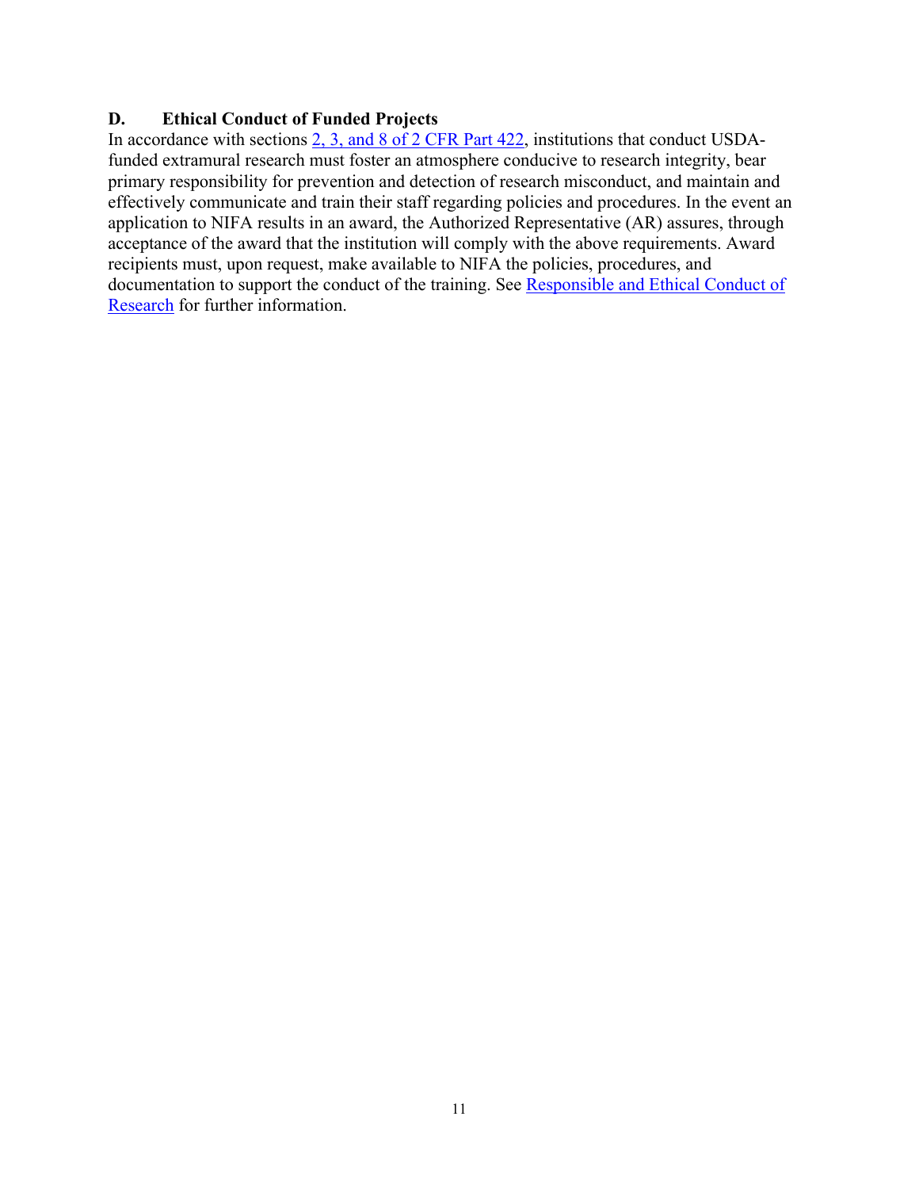### D. Ethical Conduct of Funded Projects

In accordance with sections 2, 3, and 8 of 2 CFR Part 422, institutions that conduct USDA-funded extramural research must foster an atmosphere conducive to research integrity, bear primary responsibility for prevention and detection of research misconduct, and maintain and effectively communicate and train their staff regarding policies and procedures. In the event an application to NIFA results in an award, the Authorized Representative (AR) assures, through acceptance of the award that the institution will comply with the above requirements. Award recipients must, upon request, make available to NIFA the policies, procedures, and documentation to support the conduct of the training. See Responsible and Ethical Conduct of Research for further information.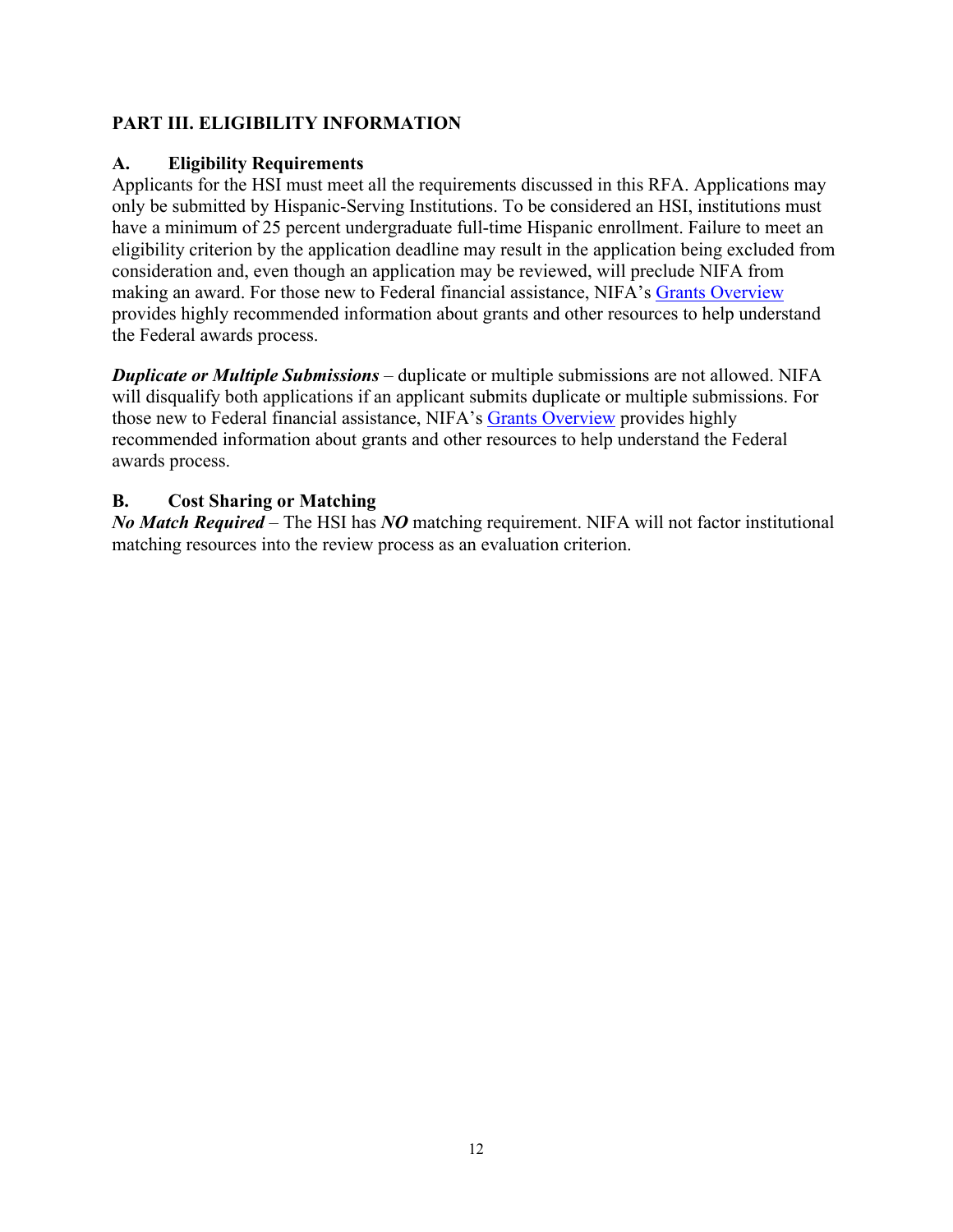## PART III. ELIGIBILITY INFORMATION

### A. Eligibility Requirements

Applicants for the HSI must meet all the requirements discussed in this RFA. Applications may only be submitted by Hispanic-Serving Institutions. To be considered an HSI, institutions must have a minimum of 25 percent undergraduate full-time Hispanic enrollment. Failure to meet an eligibility criterion by the application deadline may result in the application being excluded from consideration and, even though an application may be reviewed, will preclude NIFA from making an award. For those new to Federal financial assistance, NIFA's Grants Overview provides highly recommended information about grants and other resources to help understand the Federal awards process.

***Duplicate or Multiple Submissions*** – duplicate or multiple submissions are not allowed. NIFA will disqualify both applications if an applicant submits duplicate or multiple submissions. For those new to Federal financial assistance, NIFA's Grants Overview provides highly recommended information about grants and other resources to help understand the Federal awards process.

### B. Cost Sharing or Matching

***No Match Required*** – The HSI has ***NO*** matching requirement. NIFA will not factor institutional matching resources into the review process as an evaluation criterion.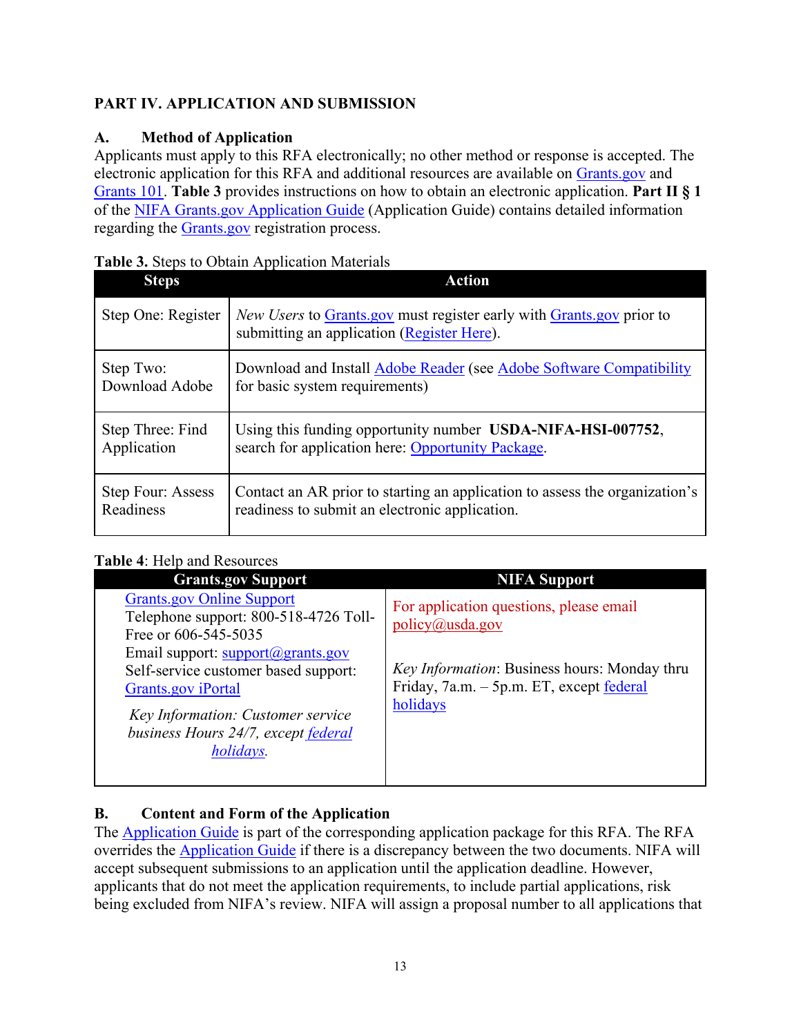## PART IV. APPLICATION AND SUBMISSION

### A. Method of Application

Applicants must apply to this RFA electronically; no other method or response is accepted. The electronic application for this RFA and additional resources are available on Grants.gov and Grants 101. **Table 3** provides instructions on how to obtain an electronic application. **Part II § 1** of the NIFA Grants.gov Application Guide (Application Guide) contains detailed information regarding the Grants.gov registration process.

**Table 3.** Steps to Obtain Application Materials

| Steps | Action |
|---|---|
| Step One: Register | *New Users* to Grants.gov must register early with Grants.gov prior to submitting an application (Register Here). |
| Step Two: Download Adobe | Download and Install Adobe Reader (see Adobe Software Compatibility for basic system requirements) |
| Step Three: Find Application | Using this funding opportunity number **USDA-NIFA-HSI-007752**, search for application here: Opportunity Package. |
| Step Four: Assess Readiness | Contact an AR prior to starting an application to assess the organization's readiness to submit an electronic application. |

**Table 4**: Help and Resources

| Grants.gov Support | NIFA Support |
|---|---|
| Grants.gov Online Support<br>Telephone support: 800-518-4726 Toll-Free or 606-545-5035<br>Email support: support@grants.gov<br>Self-service customer based support: Grants.gov iPortal<br>*Key Information: Customer service business Hours 24/7, except federal holidays.* | For application questions, please email policy@usda.gov<br><br>*Key Information*: Business hours: Monday thru Friday, 7a.m. – 5p.m. ET, except federal holidays |

### B. Content and Form of the Application

The Application Guide is part of the corresponding application package for this RFA. The RFA overrides the Application Guide if there is a discrepancy between the two documents. NIFA will accept subsequent submissions to an application until the application deadline. However, applicants that do not meet the application requirements, to include partial applications, risk being excluded from NIFA's review. NIFA will assign a proposal number to all applications that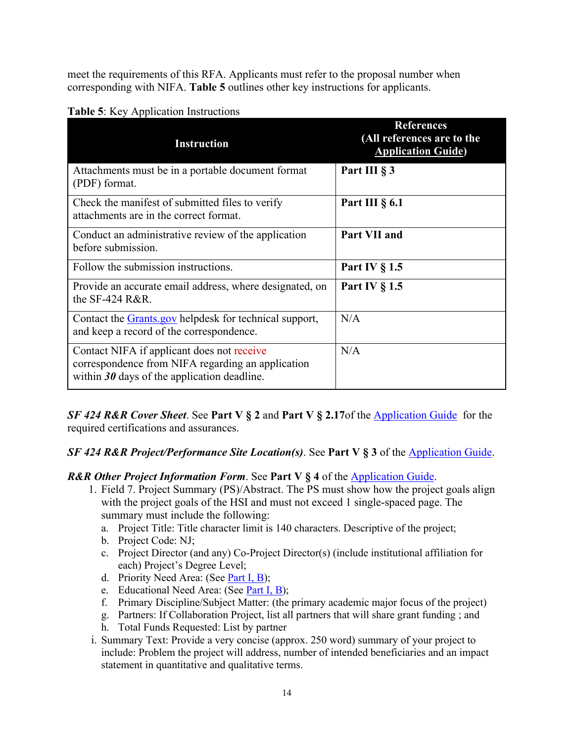meet the requirements of this RFA. Applicants must refer to the proposal number when corresponding with NIFA. **Table 5** outlines other key instructions for applicants.

**Table 5**: Key Application Instructions

| Instruction | References (All references are to the Application Guide) |
|---|---|
| Attachments must be in a portable document format (PDF) format. | **Part III § 3** |
| Check the manifest of submitted files to verify attachments are in the correct format. | **Part III § 6.1** |
| Conduct an administrative review of the application before submission. | **Part VII and** |
| Follow the submission instructions. | **Part IV § 1.5** |
| Provide an accurate email address, where designated, on the SF-424 R&R. | **Part IV § 1.5** |
| Contact the Grants.gov helpdesk for technical support, and keep a record of the correspondence. | N/A |
| Contact NIFA if applicant does not receive correspondence from NIFA regarding an application within ***30*** days of the application deadline. | N/A |

***SF 424 R&R Cover Sheet***. See **Part V § 2** and **Part V § 2.17**of the Application Guide for the required certifications and assurances.

***SF 424 R&R Project/Performance Site Location(s)***. See **Part V § 3** of the Application Guide.

***R&R Other Project Information Form***. See **Part V § 4** of the Application Guide.

1. Field 7. Project Summary (PS)/Abstract. The PS must show how the project goals align with the project goals of the HSI and must not exceed 1 single-spaced page. The summary must include the following:
   a. Project Title: Title character limit is 140 characters. Descriptive of the project;
   b. Project Code: NJ;
   c. Project Director (and any) Co-Project Director(s) (include institutional affiliation for each) Project's Degree Level;
   d. Priority Need Area: (See Part I, B);
   e. Educational Need Area: (See Part I, B);
   f. Primary Discipline/Subject Matter: (the primary academic major focus of the project)
   g. Partners: If Collaboration Project, list all partners that will share grant funding ; and
   h. Total Funds Requested: List by partner

i. Summary Text: Provide a very concise (approx. 250 word) summary of your project to include: Problem the project will address, number of intended beneficiaries and an impact statement in quantitative and qualitative terms.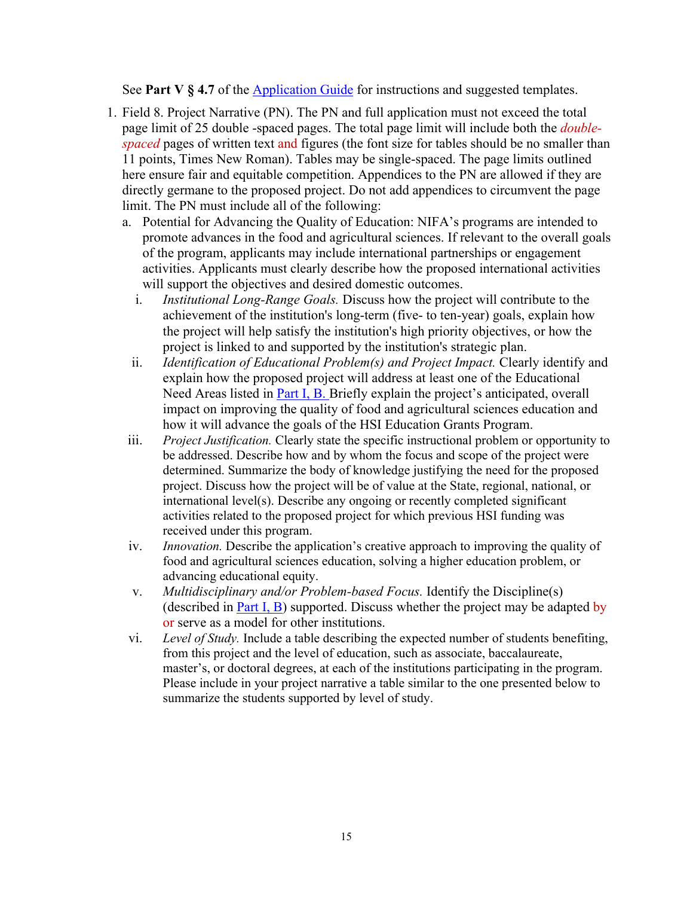See **Part V § 4.7** of the Application Guide for instructions and suggested templates.

1. Field 8. Project Narrative (PN). The PN and full application must not exceed the total page limit of 25 double -spaced pages. The total page limit will include both the *double-spaced* pages of written text and figures (the font size for tables should be no smaller than 11 points, Times New Roman). Tables may be single-spaced. The page limits outlined here ensure fair and equitable competition. Appendices to the PN are allowed if they are directly germane to the proposed project. Do not add appendices to circumvent the page limit. The PN must include all of the following:
   a. Potential for Advancing the Quality of Education: NIFA's programs are intended to promote advances in the food and agricultural sciences. If relevant to the overall goals of the program, applicants may include international partnerships or engagement activities. Applicants must clearly describe how the proposed international activities will support the objectives and desired domestic outcomes.
      i. *Institutional Long-Range Goals.* Discuss how the project will contribute to the achievement of the institution's long-term (five- to ten-year) goals, explain how the project will help satisfy the institution's high priority objectives, or how the project is linked to and supported by the institution's strategic plan.
      ii. *Identification of Educational Problem(s) and Project Impact.* Clearly identify and explain how the proposed project will address at least one of the Educational Need Areas listed in Part I, B. Briefly explain the project's anticipated, overall impact on improving the quality of food and agricultural sciences education and how it will advance the goals of the HSI Education Grants Program.
      iii. *Project Justification.* Clearly state the specific instructional problem or opportunity to be addressed. Describe how and by whom the focus and scope of the project were determined. Summarize the body of knowledge justifying the need for the proposed project. Discuss how the project will be of value at the State, regional, national, or international level(s). Describe any ongoing or recently completed significant activities related to the proposed project for which previous HSI funding was received under this program.
      iv. *Innovation.* Describe the application's creative approach to improving the quality of food and agricultural sciences education, solving a higher education problem, or advancing educational equity.
      v. *Multidisciplinary and/or Problem-based Focus.* Identify the Discipline(s) (described in Part I, B) supported. Discuss whether the project may be adapted by or serve as a model for other institutions.
      vi. *Level of Study.* Include a table describing the expected number of students benefiting, from this project and the level of education, such as associate, baccalaureate, master's, or doctoral degrees, at each of the institutions participating in the program. Please include in your project narrative a table similar to the one presented below to summarize the students supported by level of study.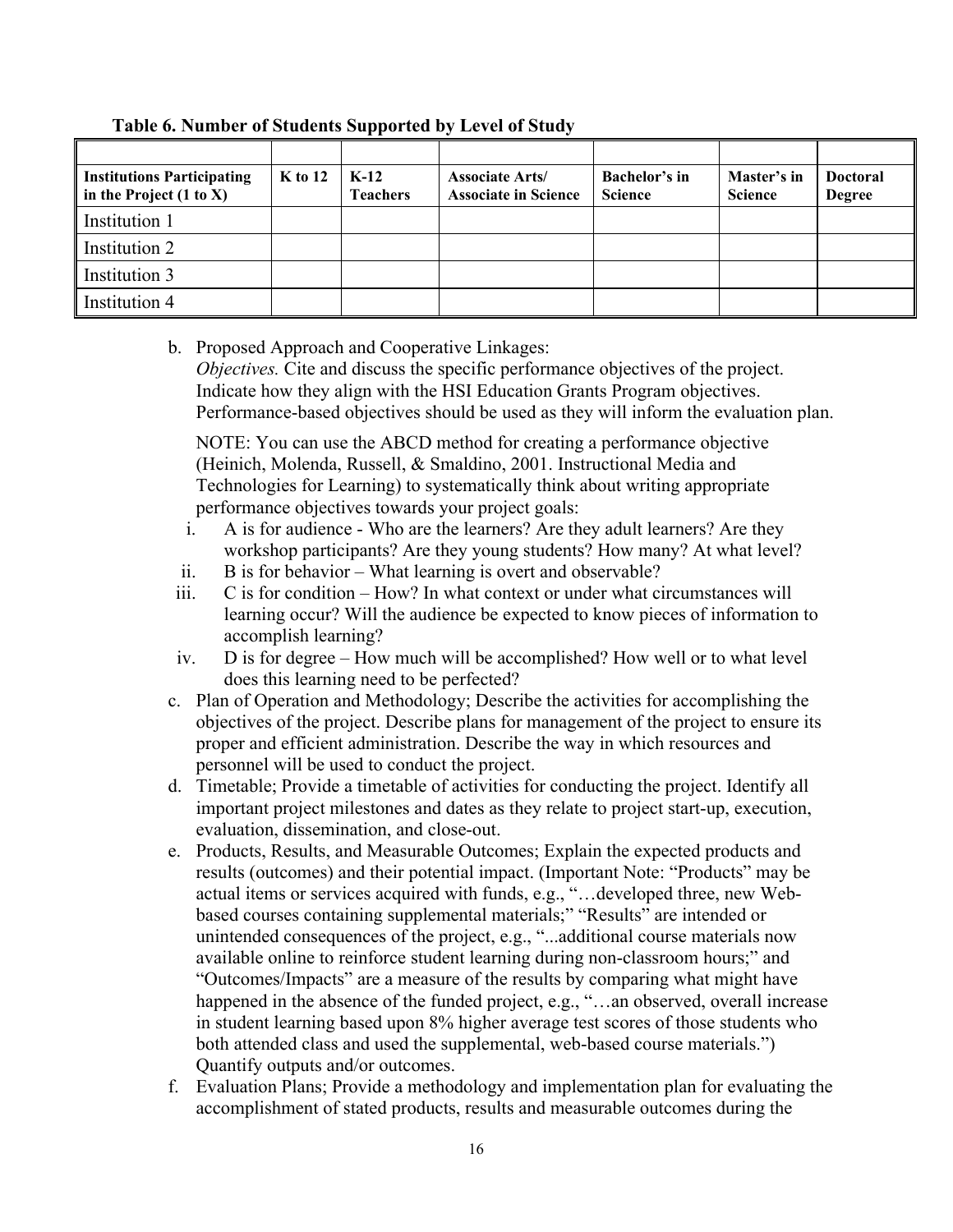**Table 6. Number of Students Supported by Level of Study**

| Institutions Participating in the Project (1 to X) | K to 12 | K-12 Teachers | Associate Arts/ Associate in Science | Bachelor's in Science | Master's in Science | Doctoral Degree |
|---|---|---|---|---|---|---|
| Institution 1 | | | | | | |
| Institution 2 | | | | | | |
| Institution 3 | | | | | | |
| Institution 4 | | | | | | |

b. Proposed Approach and Cooperative Linkages:
*Objectives.* Cite and discuss the specific performance objectives of the project. Indicate how they align with the HSI Education Grants Program objectives. Performance-based objectives should be used as they will inform the evaluation plan.

NOTE: You can use the ABCD method for creating a performance objective (Heinich, Molenda, Russell, & Smaldino, 2001. Instructional Media and Technologies for Learning) to systematically think about writing appropriate performance objectives towards your project goals:

i. A is for audience - Who are the learners? Are they adult learners? Are they workshop participants? Are they young students? How many? At what level?
ii. B is for behavior – What learning is overt and observable?
iii. C is for condition – How? In what context or under what circumstances will learning occur? Will the audience be expected to know pieces of information to accomplish learning?
iv. D is for degree – How much will be accomplished? How well or to what level does this learning need to be perfected?

c. Plan of Operation and Methodology; Describe the activities for accomplishing the objectives of the project. Describe plans for management of the project to ensure its proper and efficient administration. Describe the way in which resources and personnel will be used to conduct the project.

d. Timetable; Provide a timetable of activities for conducting the project. Identify all important project milestones and dates as they relate to project start-up, execution, evaluation, dissemination, and close-out.

e. Products, Results, and Measurable Outcomes; Explain the expected products and results (outcomes) and their potential impact. (Important Note: "Products" may be actual items or services acquired with funds, e.g., "…developed three, new Web-based courses containing supplemental materials;" "Results" are intended or unintended consequences of the project, e.g., "...additional course materials now available online to reinforce student learning during non-classroom hours;" and "Outcomes/Impacts" are a measure of the results by comparing what might have happened in the absence of the funded project, e.g., "…an observed, overall increase in student learning based upon 8% higher average test scores of those students who both attended class and used the supplemental, web-based course materials.") Quantify outputs and/or outcomes.

f. Evaluation Plans; Provide a methodology and implementation plan for evaluating the accomplishment of stated products, results and measurable outcomes during the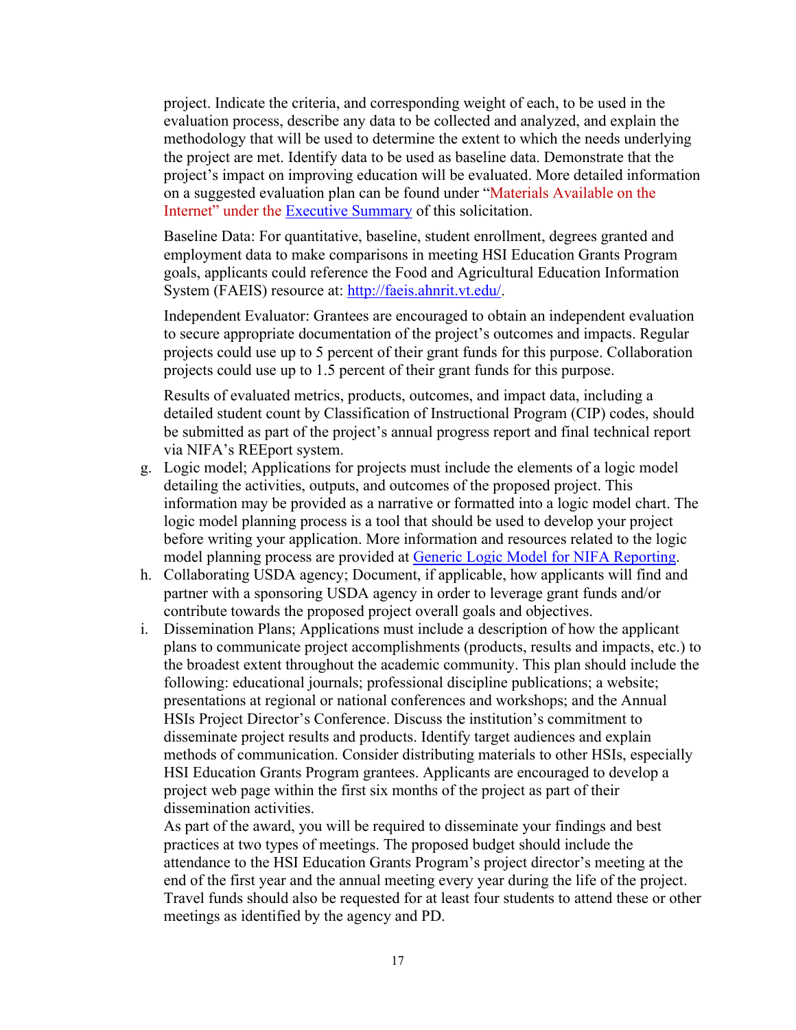project. Indicate the criteria, and corresponding weight of each, to be used in the evaluation process, describe any data to be collected and analyzed, and explain the methodology that will be used to determine the extent to which the needs underlying the project are met. Identify data to be used as baseline data. Demonstrate that the project's impact on improving education will be evaluated. More detailed information on a suggested evaluation plan can be found under "Materials Available on the Internet" under the [Executive Summary](#) of this solicitation.

Baseline Data: For quantitative, baseline, student enrollment, degrees granted and employment data to make comparisons in meeting HSI Education Grants Program goals, applicants could reference the Food and Agricultural Education Information System (FAEIS) resource at: [http://faeis.ahnrit.vt.edu/](http://faeis.ahnrit.vt.edu/).

Independent Evaluator: Grantees are encouraged to obtain an independent evaluation to secure appropriate documentation of the project's outcomes and impacts. Regular projects could use up to 5 percent of their grant funds for this purpose. Collaboration projects could use up to 1.5 percent of their grant funds for this purpose.

Results of evaluated metrics, products, outcomes, and impact data, including a detailed student count by Classification of Instructional Program (CIP) codes, should be submitted as part of the project's annual progress report and final technical report via NIFA's REEport system.

g. Logic model; Applications for projects must include the elements of a logic model detailing the activities, outputs, and outcomes of the proposed project. This information may be provided as a narrative or formatted into a logic model chart. The logic model planning process is a tool that should be used to develop your project before writing your application. More information and resources related to the logic model planning process are provided at [Generic Logic Model for NIFA Reporting](#).
h. Collaborating USDA agency; Document, if applicable, how applicants will find and partner with a sponsoring USDA agency in order to leverage grant funds and/or contribute towards the proposed project overall goals and objectives.
i. Dissemination Plans; Applications must include a description of how the applicant plans to communicate project accomplishments (products, results and impacts, etc.) to the broadest extent throughout the academic community. This plan should include the following: educational journals; professional discipline publications; a website; presentations at regional or national conferences and workshops; and the Annual HSIs Project Director's Conference. Discuss the institution's commitment to disseminate project results and products. Identify target audiences and explain methods of communication. Consider distributing materials to other HSIs, especially HSI Education Grants Program grantees. Applicants are encouraged to develop a project web page within the first six months of the project as part of their dissemination activities.

   As part of the award, you will be required to disseminate your findings and best practices at two types of meetings. The proposed budget should include the attendance to the HSI Education Grants Program's project director's meeting at the end of the first year and the annual meeting every year during the life of the project. Travel funds should also be requested for at least four students to attend these or other meetings as identified by the agency and PD.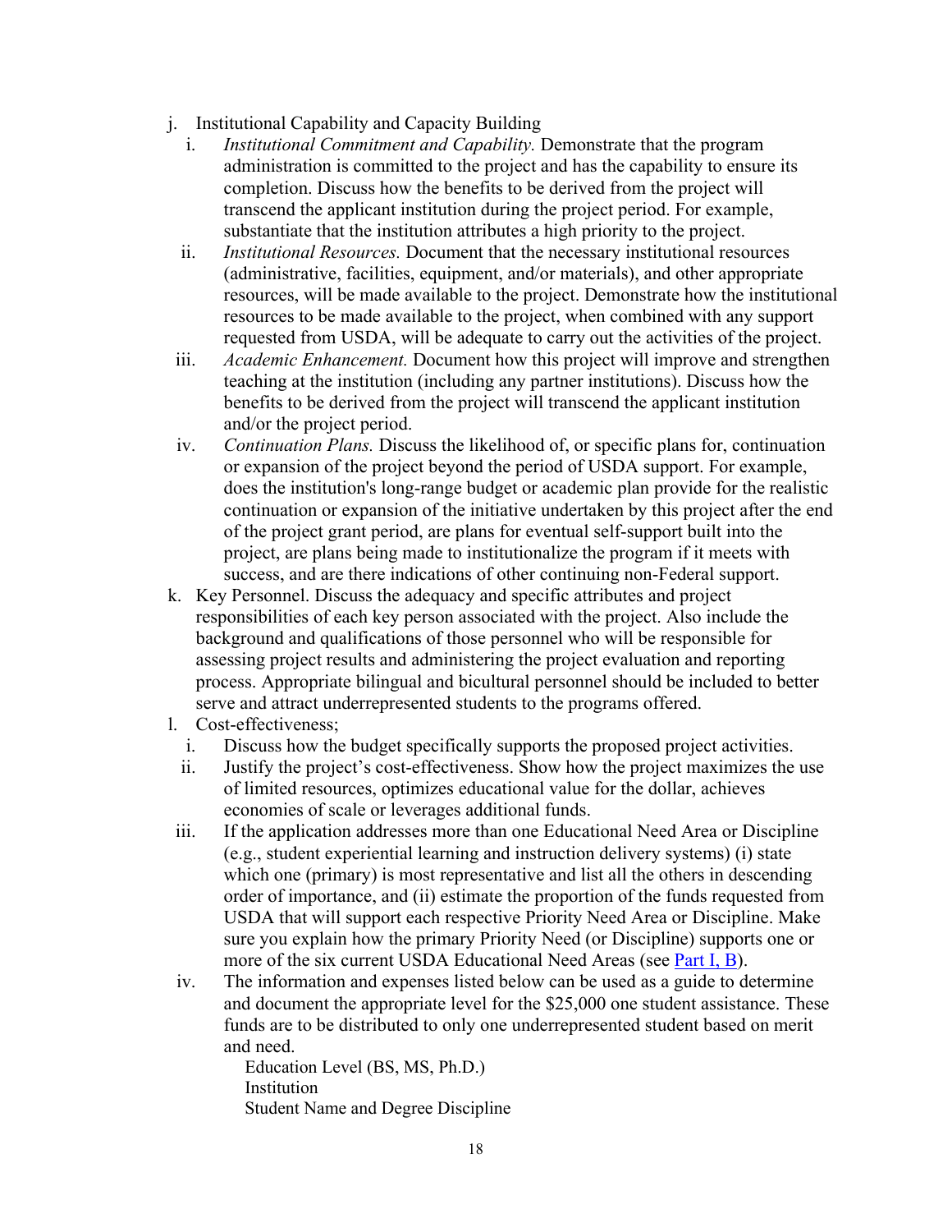j. Institutional Capability and Capacity Building
   i. *Institutional Commitment and Capability.* Demonstrate that the program administration is committed to the project and has the capability to ensure its completion. Discuss how the benefits to be derived from the project will transcend the applicant institution during the project period. For example, substantiate that the institution attributes a high priority to the project.
   ii. *Institutional Resources.* Document that the necessary institutional resources (administrative, facilities, equipment, and/or materials), and other appropriate resources, will be made available to the project. Demonstrate how the institutional resources to be made available to the project, when combined with any support requested from USDA, will be adequate to carry out the activities of the project.
   iii. *Academic Enhancement.* Document how this project will improve and strengthen teaching at the institution (including any partner institutions). Discuss how the benefits to be derived from the project will transcend the applicant institution and/or the project period.
   iv. *Continuation Plans.* Discuss the likelihood of, or specific plans for, continuation or expansion of the project beyond the period of USDA support. For example, does the institution's long-range budget or academic plan provide for the realistic continuation or expansion of the initiative undertaken by this project after the end of the project grant period, are plans for eventual self-support built into the project, are plans being made to institutionalize the program if it meets with success, and are there indications of other continuing non-Federal support.

k. Key Personnel. Discuss the adequacy and specific attributes and project responsibilities of each key person associated with the project. Also include the background and qualifications of those personnel who will be responsible for assessing project results and administering the project evaluation and reporting process. Appropriate bilingual and bicultural personnel should be included to better serve and attract underrepresented students to the programs offered.

l. Cost-effectiveness;
   i. Discuss how the budget specifically supports the proposed project activities.
   ii. Justify the project's cost-effectiveness. Show how the project maximizes the use of limited resources, optimizes educational value for the dollar, achieves economies of scale or leverages additional funds.
   iii. If the application addresses more than one Educational Need Area or Discipline (e.g., student experiential learning and instruction delivery systems) (i) state which one (primary) is most representative and list all the others in descending order of importance, and (ii) estimate the proportion of the funds requested from USDA that will support each respective Priority Need Area or Discipline. Make sure you explain how the primary Priority Need (or Discipline) supports one or more of the six current USDA Educational Need Areas (see Part I, B).
   iv. The information and expenses listed below can be used as a guide to determine and document the appropriate level for the $25,000 one student assistance. These funds are to be distributed to only one underrepresented student based on merit and need.

      Education Level (BS, MS, Ph.D.)
      Institution
      Student Name and Degree Discipline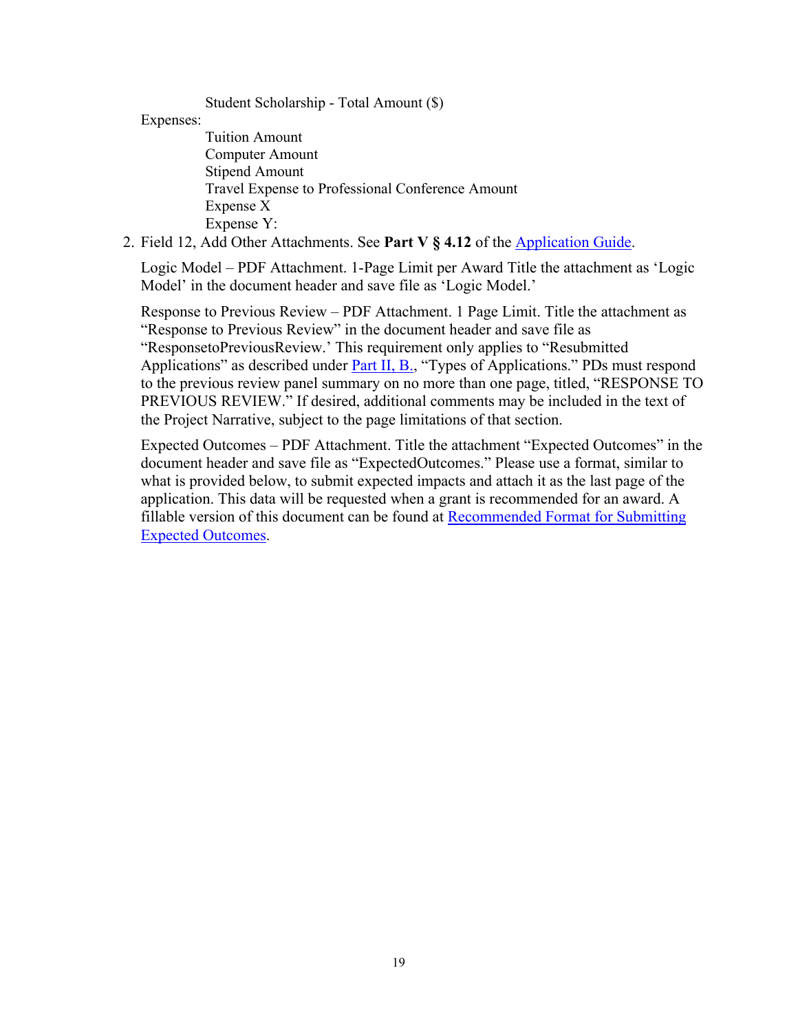Student Scholarship - Total Amount ($)

Expenses:

- Tuition Amount
- Computer Amount
- Stipend Amount
- Travel Expense to Professional Conference Amount
- Expense X
- Expense Y:

2. Field 12, Add Other Attachments. See **Part V § 4.12** of the Application Guide.

   Logic Model – PDF Attachment. 1-Page Limit per Award Title the attachment as 'Logic Model' in the document header and save file as 'Logic Model.'

   Response to Previous Review – PDF Attachment. 1 Page Limit. Title the attachment as "Response to Previous Review" in the document header and save file as "ResponsetoPreviousReview.' This requirement only applies to "Resubmitted Applications" as described under Part II, B., "Types of Applications." PDs must respond to the previous review panel summary on no more than one page, titled, "RESPONSE TO PREVIOUS REVIEW." If desired, additional comments may be included in the text of the Project Narrative, subject to the page limitations of that section.

   Expected Outcomes – PDF Attachment. Title the attachment "Expected Outcomes" in the document header and save file as "ExpectedOutcomes." Please use a format, similar to what is provided below, to submit expected impacts and attach it as the last page of the application. This data will be requested when a grant is recommended for an award. A fillable version of this document can be found at Recommended Format for Submitting Expected Outcomes.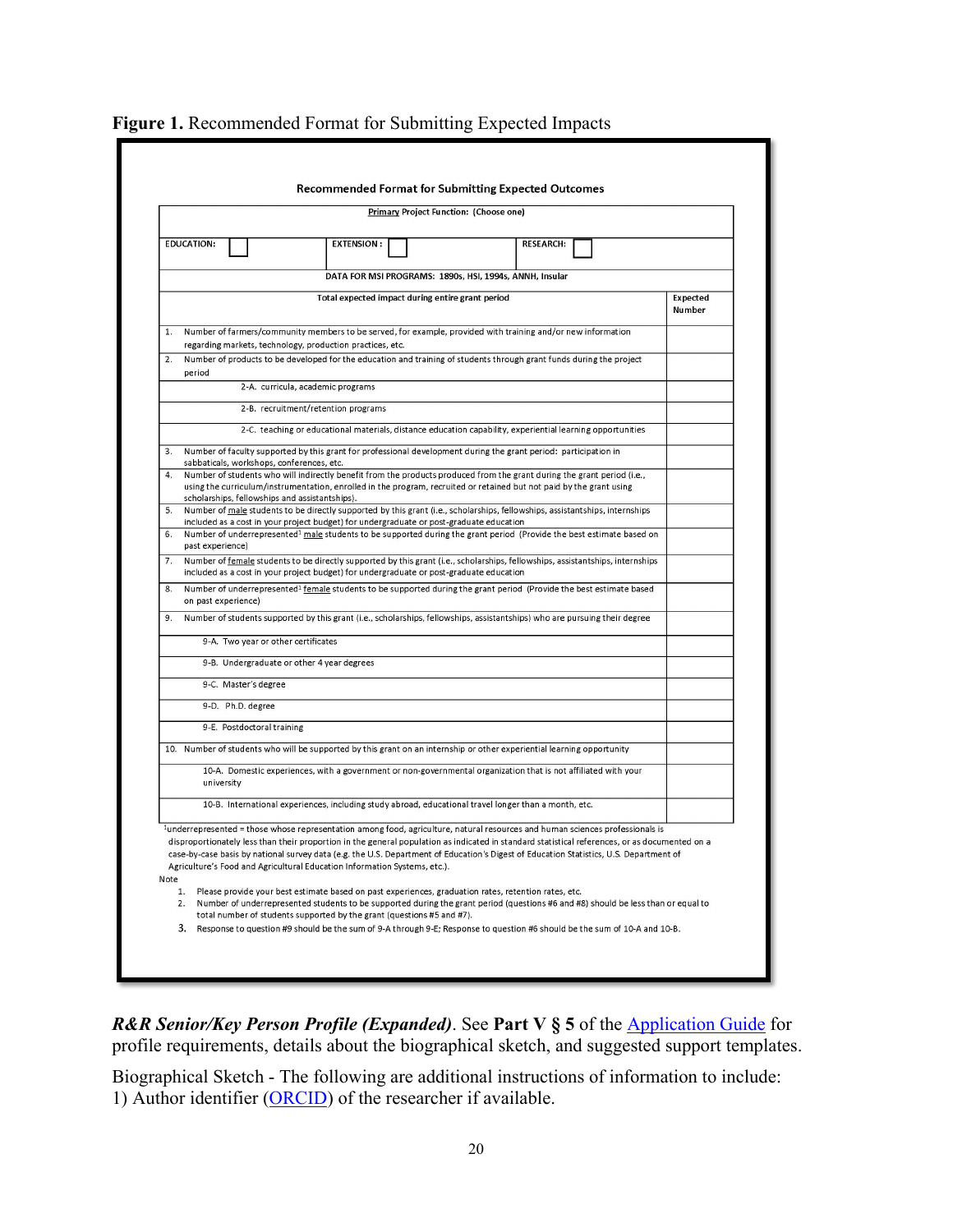**Figure 1.** Recommended Format for Submitting Expected Impacts

**Recommended Format for Submitting Expected Outcomes**

| <u>Primary</u> Project Function: (Choose one) | | |
|---|---|---|
| EDUCATION: ☐ | EXTENSION : ☐ | RESEARCH: ☐ |

| DATA FOR MSI PROGRAMS: 1890s, HSI, 1994s, ANNH, Insular | |
|---|---|
| **Total expected impact during entire grant period** | **Expected Number** |
| 1. Number of farmers/community members to be served, for example, provided with training and/or new information regarding markets, technology, production practices, etc. | |
| 2. Number of products to be developed for the education and training of students through grant funds during the project period | |
| 2-A. curricula, academic programs | |
| 2-B. recruitment/retention programs | |
| 2-C. teaching or educational materials, distance education capability, experiential learning opportunities | |
| 3. Number of faculty supported by this grant for professional development during the grant period: participation in sabbaticals, workshops, conferences, etc. | |
| 4. Number of students who will indirectly benefit from the products produced from the grant during the grant period (i.e., using the curriculum/instrumentation, enrolled in the program, recruited or retained but not paid by the grant using scholarships, fellowships and assistantships). | |
| 5. Number of <u>male</u> students to be directly supported by this grant (i.e., scholarships, fellowships, assistantships, internships included as a cost in your project budget) for undergraduate or post-graduate education | |
| 6. Number of underrepresented[1] <u>male</u> students to be supported during the grant period (Provide the best estimate based on past experience) | |
| 7. Number of <u>female</u> students to be directly supported by this grant (i.e., scholarships, fellowships, assistantships, internships included as a cost in your project budget) for undergraduate or post-graduate education | |
| 8. Number of underrepresented[1] <u>female</u> students to be supported during the grant period (Provide the best estimate based on past experience) | |
| 9. Number of students supported by this grant (i.e., scholarships, fellowships, assistantships) who are pursuing their degree | |
| 9-A. Two year or other certificates | |
| 9-B. Undergraduate or other 4 year degrees | |
| 9-C. Master's degree | |
| 9-D. Ph.D. degree | |
| 9-E. Postdoctoral training | |
| 10. Number of students who will be supported by this grant on an internship or other experiential learning opportunity | |
| 10-A. Domestic experiences, with a government or non-governmental organization that is not affiliated with your university | |
| 10-B. International experiences, including study abroad, educational travel longer than a month, etc. | |

[1]underrepresented = those whose representation among food, agriculture, natural resources and human sciences professionals is disproportionately less than their proportion in the general population as indicated in standard statistical references, or as documented on a case-by-case basis by national survey data (e.g. the U.S. Department of Education's Digest of Education Statistics, U.S. Department of Agriculture's Food and Agricultural Education Information Systems, etc.).

Note

1. Please provide your best estimate based on past experiences, graduation rates, retention rates, etc.
2. Number of underrepresented students to be supported during the grant period (questions #6 and #8) should be less than or equal to total number of students supported by the grant (questions #5 and #7).
3. Response to question #9 should be the sum of 9-A through 9-E; Response to question #6 should be the sum of 10-A and 10-B.

***R&R Senior/Key Person Profile (Expanded)***. See **Part V § 5** of the Application Guide for profile requirements, details about the biographical sketch, and suggested support templates.

Biographical Sketch - The following are additional instructions of information to include:
1) Author identifier (ORCID) of the researcher if available.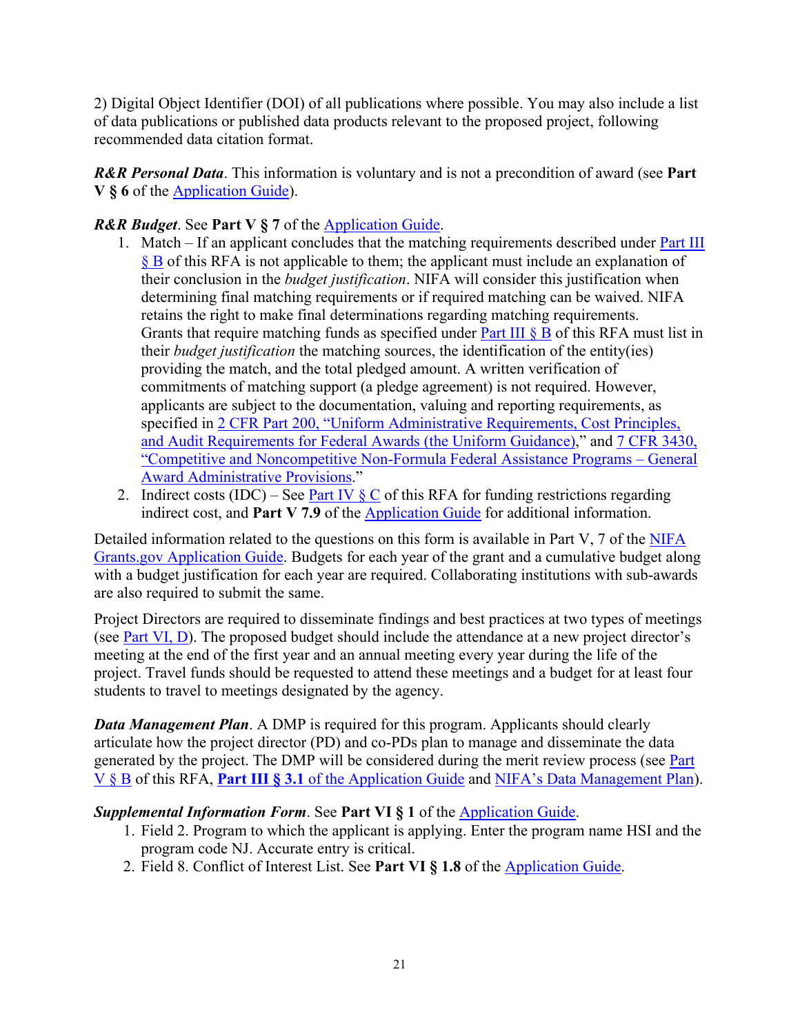2) Digital Object Identifier (DOI) of all publications where possible. You may also include a list of data publications or published data products relevant to the proposed project, following recommended data citation format.

***R&R Personal Data***. This information is voluntary and is not a precondition of award (see **Part V § 6** of the Application Guide).

***R&R Budget***. See **Part V § 7** of the Application Guide.

1. Match – If an applicant concludes that the matching requirements described under Part III § B of this RFA is not applicable to them; the applicant must include an explanation of their conclusion in the *budget justification*. NIFA will consider this justification when determining final matching requirements or if required matching can be waived. NIFA retains the right to make final determinations regarding matching requirements. Grants that require matching funds as specified under Part III § B of this RFA must list in their *budget justification* the matching sources, the identification of the entity(ies) providing the match, and the total pledged amount. A written verification of commitments of matching support (a pledge agreement) is not required. However, applicants are subject to the documentation, valuing and reporting requirements, as specified in 2 CFR Part 200, "Uniform Administrative Requirements, Cost Principles, and Audit Requirements for Federal Awards (the Uniform Guidance)," and 7 CFR 3430, "Competitive and Noncompetitive Non-Formula Federal Assistance Programs – General Award Administrative Provisions."
2. Indirect costs (IDC) – See Part IV § C of this RFA for funding restrictions regarding indirect cost, and **Part V 7.9** of the Application Guide for additional information.

Detailed information related to the questions on this form is available in Part V, 7 of the NIFA Grants.gov Application Guide. Budgets for each year of the grant and a cumulative budget along with a budget justification for each year are required. Collaborating institutions with sub-awards are also required to submit the same.

Project Directors are required to disseminate findings and best practices at two types of meetings (see Part VI, D). The proposed budget should include the attendance at a new project director's meeting at the end of the first year and an annual meeting every year during the life of the project. Travel funds should be requested to attend these meetings and a budget for at least four students to travel to meetings designated by the agency.

***Data Management Plan***. A DMP is required for this program. Applicants should clearly articulate how the project director (PD) and co-PDs plan to manage and disseminate the data generated by the project. The DMP will be considered during the merit review process (see Part V § B of this RFA, **Part III § 3.1** of the Application Guide and NIFA's Data Management Plan).

***Supplemental Information Form***. See **Part VI § 1** of the Application Guide.

1. Field 2. Program to which the applicant is applying. Enter the program name HSI and the program code NJ. Accurate entry is critical.
2. Field 8. Conflict of Interest List. See **Part VI § 1.8** of the Application Guide.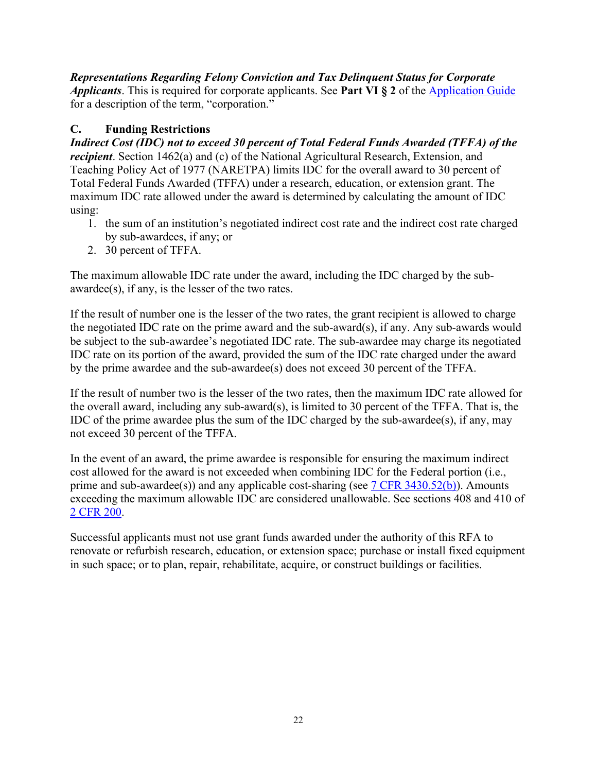***Representations Regarding Felony Conviction and Tax Delinquent Status for Corporate Applicants***. This is required for corporate applicants. See **Part VI § 2** of the Application Guide for a description of the term, "corporation."

## C. Funding Restrictions

***Indirect Cost (IDC) not to exceed 30 percent of Total Federal Funds Awarded (TFFA) of the recipient***. Section 1462(a) and (c) of the National Agricultural Research, Extension, and Teaching Policy Act of 1977 (NARETPA) limits IDC for the overall award to 30 percent of Total Federal Funds Awarded (TFFA) under a research, education, or extension grant. The maximum IDC rate allowed under the award is determined by calculating the amount of IDC using:

1. the sum of an institution's negotiated indirect cost rate and the indirect cost rate charged by sub-awardees, if any; or
2. 30 percent of TFFA.

The maximum allowable IDC rate under the award, including the IDC charged by the sub-awardee(s), if any, is the lesser of the two rates.

If the result of number one is the lesser of the two rates, the grant recipient is allowed to charge the negotiated IDC rate on the prime award and the sub-award(s), if any. Any sub-awards would be subject to the sub-awardee's negotiated IDC rate. The sub-awardee may charge its negotiated IDC rate on its portion of the award, provided the sum of the IDC rate charged under the award by the prime awardee and the sub-awardee(s) does not exceed 30 percent of the TFFA.

If the result of number two is the lesser of the two rates, then the maximum IDC rate allowed for the overall award, including any sub-award(s), is limited to 30 percent of the TFFA. That is, the IDC of the prime awardee plus the sum of the IDC charged by the sub-awardee(s), if any, may not exceed 30 percent of the TFFA.

In the event of an award, the prime awardee is responsible for ensuring the maximum indirect cost allowed for the award is not exceeded when combining IDC for the Federal portion (i.e., prime and sub-awardee(s)) and any applicable cost-sharing (see 7 CFR 3430.52(b)). Amounts exceeding the maximum allowable IDC are considered unallowable. See sections 408 and 410 of 2 CFR 200.

Successful applicants must not use grant funds awarded under the authority of this RFA to renovate or refurbish research, education, or extension space; purchase or install fixed equipment in such space; or to plan, repair, rehabilitate, acquire, or construct buildings or facilities.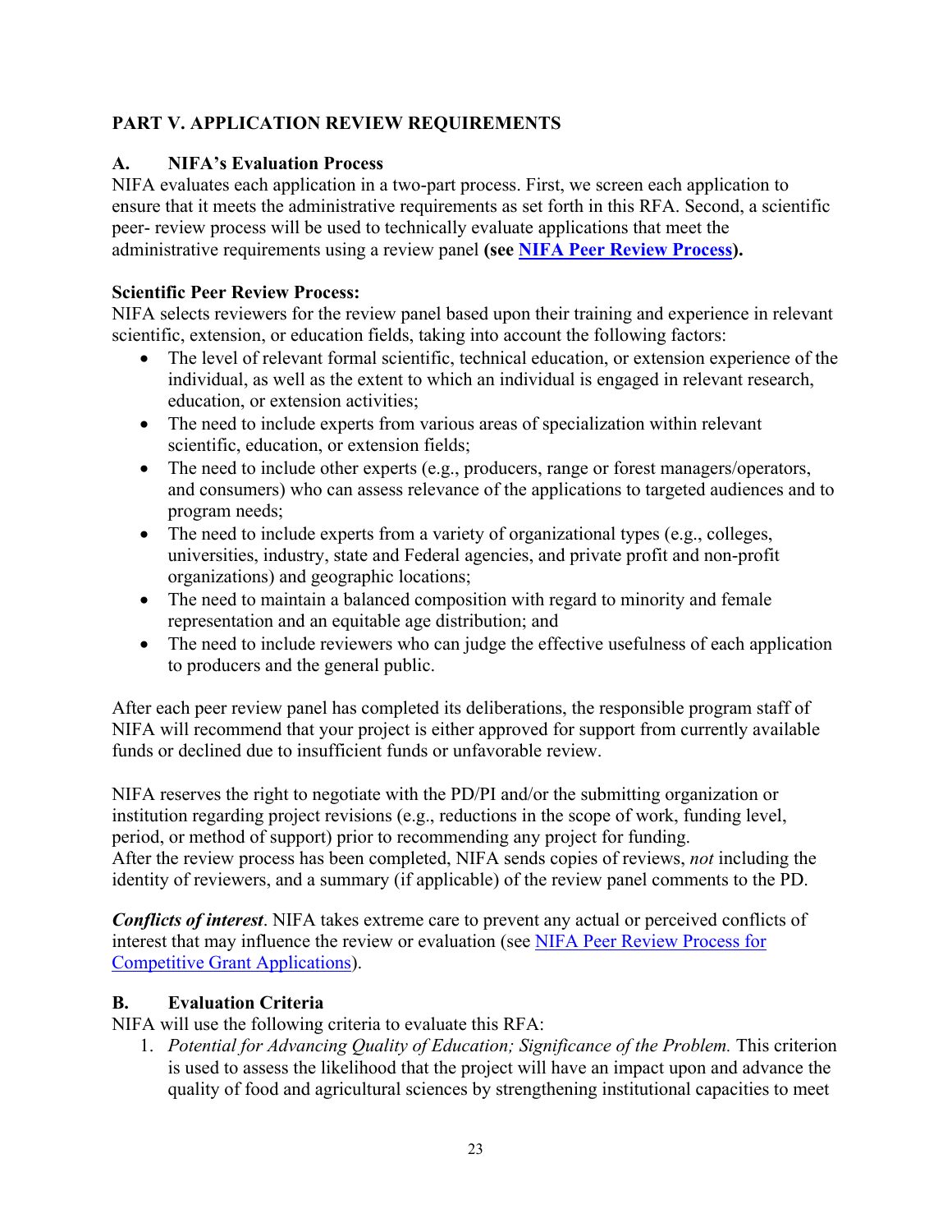## PART V. APPLICATION REVIEW REQUIREMENTS

### A. NIFA's Evaluation Process

NIFA evaluates each application in a two-part process. First, we screen each application to ensure that it meets the administrative requirements as set forth in this RFA. Second, a scientific peer- review process will be used to technically evaluate applications that meet the administrative requirements using a review panel **(see [NIFA Peer Review Process](#)).**

**Scientific Peer Review Process:**

NIFA selects reviewers for the review panel based upon their training and experience in relevant scientific, extension, or education fields, taking into account the following factors:

- The level of relevant formal scientific, technical education, or extension experience of the individual, as well as the extent to which an individual is engaged in relevant research, education, or extension activities;
- The need to include experts from various areas of specialization within relevant scientific, education, or extension fields;
- The need to include other experts (e.g., producers, range or forest managers/operators, and consumers) who can assess relevance of the applications to targeted audiences and to program needs;
- The need to include experts from a variety of organizational types (e.g., colleges, universities, industry, state and Federal agencies, and private profit and non-profit organizations) and geographic locations;
- The need to maintain a balanced composition with regard to minority and female representation and an equitable age distribution; and
- The need to include reviewers who can judge the effective usefulness of each application to producers and the general public.

After each peer review panel has completed its deliberations, the responsible program staff of NIFA will recommend that your project is either approved for support from currently available funds or declined due to insufficient funds or unfavorable review.

NIFA reserves the right to negotiate with the PD/PI and/or the submitting organization or institution regarding project revisions (e.g., reductions in the scope of work, funding level, period, or method of support) prior to recommending any project for funding.
After the review process has been completed, NIFA sends copies of reviews, *not* including the identity of reviewers, and a summary (if applicable) of the review panel comments to the PD.

***Conflicts of interest***. NIFA takes extreme care to prevent any actual or perceived conflicts of interest that may influence the review or evaluation (see [NIFA Peer Review Process for Competitive Grant Applications](#)).

### B. Evaluation Criteria

NIFA will use the following criteria to evaluate this RFA:

1. *Potential for Advancing Quality of Education; Significance of the Problem.* This criterion is used to assess the likelihood that the project will have an impact upon and advance the quality of food and agricultural sciences by strengthening institutional capacities to meet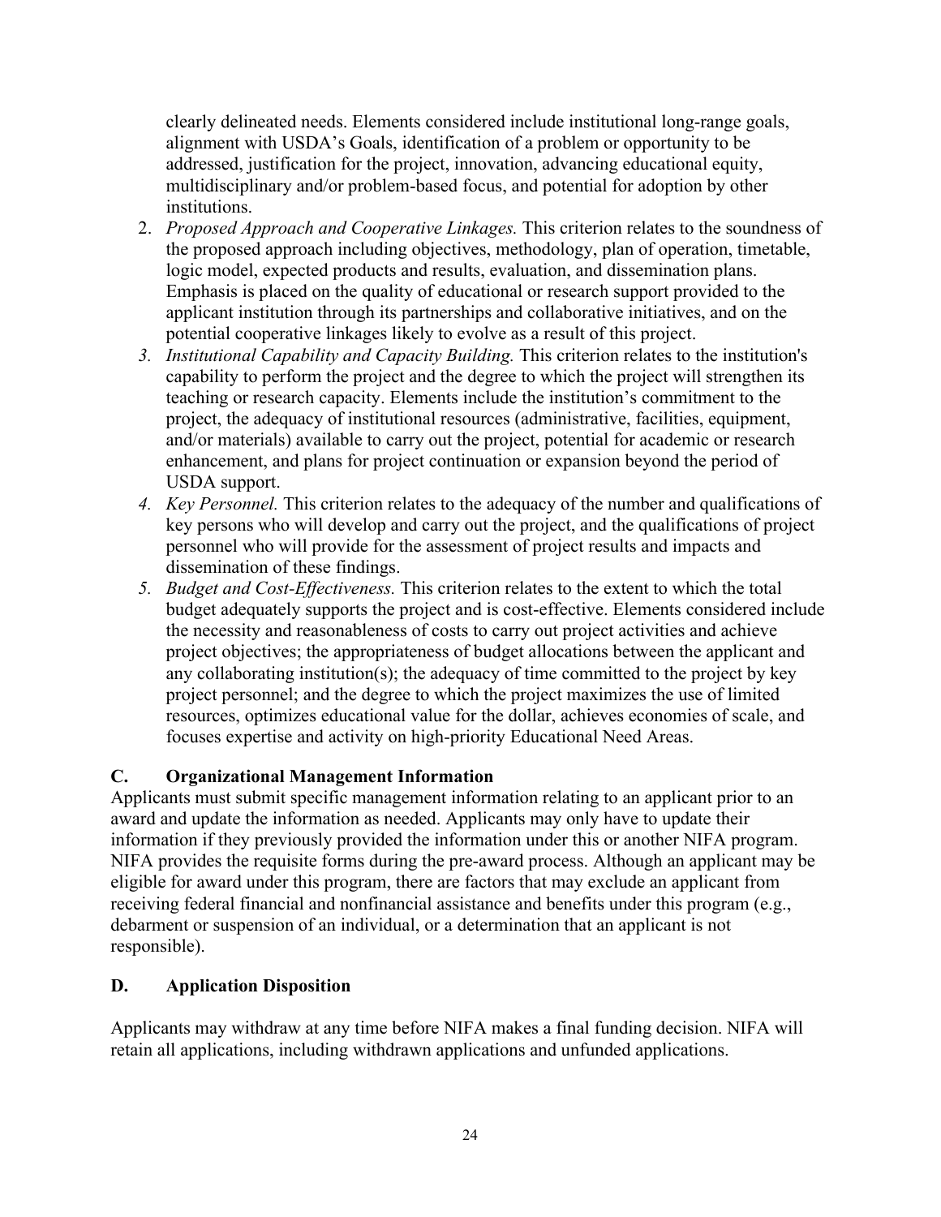clearly delineated needs. Elements considered include institutional long-range goals, alignment with USDA's Goals, identification of a problem or opportunity to be addressed, justification for the project, innovation, advancing educational equity, multidisciplinary and/or problem-based focus, and potential for adoption by other institutions.

2. *Proposed Approach and Cooperative Linkages.* This criterion relates to the soundness of the proposed approach including objectives, methodology, plan of operation, timetable, logic model, expected products and results, evaluation, and dissemination plans. Emphasis is placed on the quality of educational or research support provided to the applicant institution through its partnerships and collaborative initiatives, and on the potential cooperative linkages likely to evolve as a result of this project.
3. *Institutional Capability and Capacity Building.* This criterion relates to the institution's capability to perform the project and the degree to which the project will strengthen its teaching or research capacity. Elements include the institution's commitment to the project, the adequacy of institutional resources (administrative, facilities, equipment, and/or materials) available to carry out the project, potential for academic or research enhancement, and plans for project continuation or expansion beyond the period of USDA support.
4. *Key Personnel.* This criterion relates to the adequacy of the number and qualifications of key persons who will develop and carry out the project, and the qualifications of project personnel who will provide for the assessment of project results and impacts and dissemination of these findings.
5. *Budget and Cost-Effectiveness.* This criterion relates to the extent to which the total budget adequately supports the project and is cost-effective. Elements considered include the necessity and reasonableness of costs to carry out project activities and achieve project objectives; the appropriateness of budget allocations between the applicant and any collaborating institution(s); the adequacy of time committed to the project by key project personnel; and the degree to which the project maximizes the use of limited resources, optimizes educational value for the dollar, achieves economies of scale, and focuses expertise and activity on high-priority Educational Need Areas.

## C. Organizational Management Information

Applicants must submit specific management information relating to an applicant prior to an award and update the information as needed. Applicants may only have to update their information if they previously provided the information under this or another NIFA program. NIFA provides the requisite forms during the pre-award process. Although an applicant may be eligible for award under this program, there are factors that may exclude an applicant from receiving federal financial and nonfinancial assistance and benefits under this program (e.g., debarment or suspension of an individual, or a determination that an applicant is not responsible).

## D. Application Disposition

Applicants may withdraw at any time before NIFA makes a final funding decision. NIFA will retain all applications, including withdrawn applications and unfunded applications.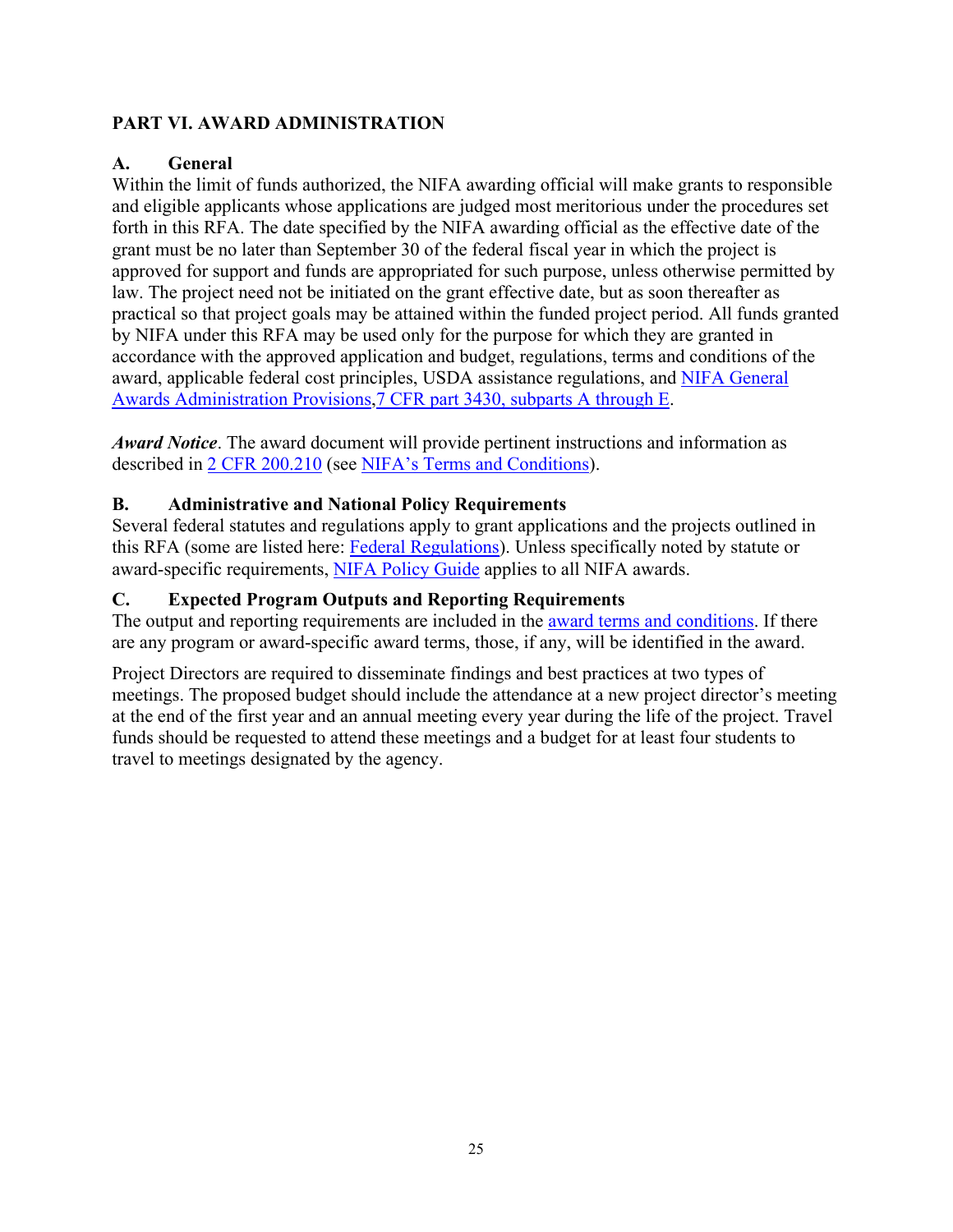## PART VI. AWARD ADMINISTRATION

### A. General

Within the limit of funds authorized, the NIFA awarding official will make grants to responsible and eligible applicants whose applications are judged most meritorious under the procedures set forth in this RFA. The date specified by the NIFA awarding official as the effective date of the grant must be no later than September 30 of the federal fiscal year in which the project is approved for support and funds are appropriated for such purpose, unless otherwise permitted by law. The project need not be initiated on the grant effective date, but as soon thereafter as practical so that project goals may be attained within the funded project period. All funds granted by NIFA under this RFA may be used only for the purpose for which they are granted in accordance with the approved application and budget, regulations, terms and conditions of the award, applicable federal cost principles, USDA assistance regulations, and NIFA General Awards Administration Provisions,7 CFR part 3430, subparts A through E.

***Award Notice***. The award document will provide pertinent instructions and information as described in 2 CFR 200.210 (see NIFA's Terms and Conditions).

### B. Administrative and National Policy Requirements

Several federal statutes and regulations apply to grant applications and the projects outlined in this RFA (some are listed here: Federal Regulations). Unless specifically noted by statute or award-specific requirements, NIFA Policy Guide applies to all NIFA awards.

### C. Expected Program Outputs and Reporting Requirements

The output and reporting requirements are included in the award terms and conditions. If there are any program or award-specific award terms, those, if any, will be identified in the award.

Project Directors are required to disseminate findings and best practices at two types of meetings. The proposed budget should include the attendance at a new project director's meeting at the end of the first year and an annual meeting every year during the life of the project. Travel funds should be requested to attend these meetings and a budget for at least four students to travel to meetings designated by the agency.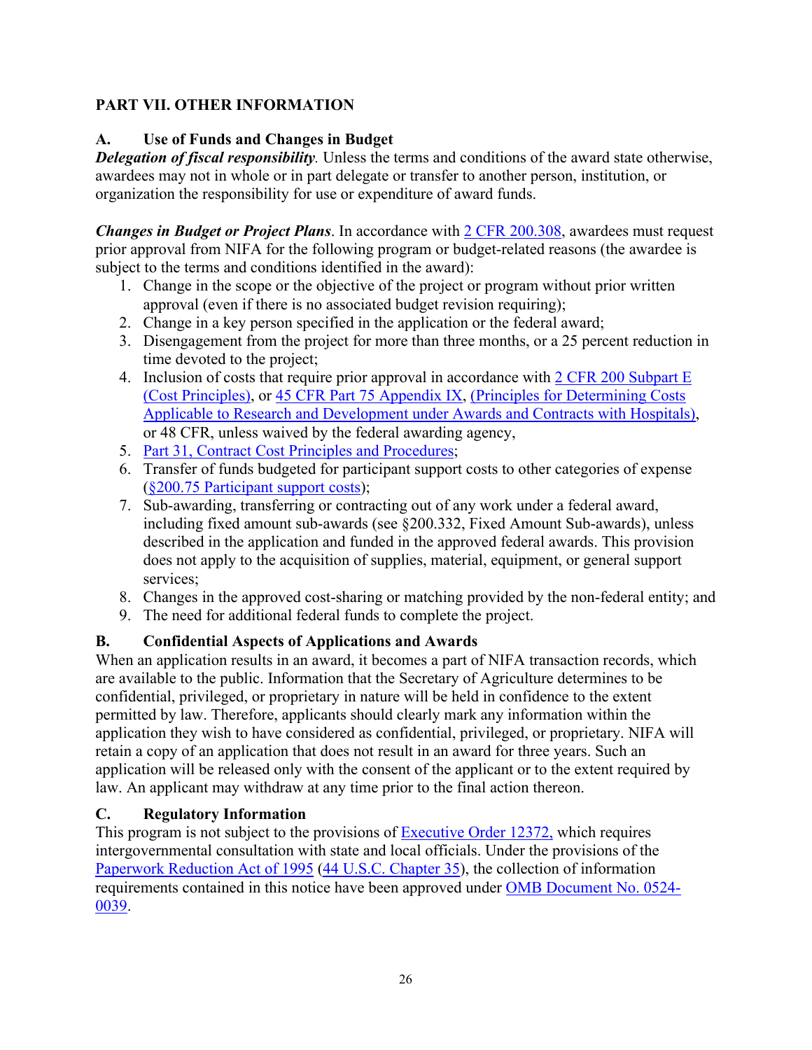## PART VII. OTHER INFORMATION

### A. Use of Funds and Changes in Budget

***Delegation of fiscal responsibility.*** Unless the terms and conditions of the award state otherwise, awardees may not in whole or in part delegate or transfer to another person, institution, or organization the responsibility for use or expenditure of award funds.

***Changes in Budget or Project Plans***. In accordance with 2 CFR 200.308, awardees must request prior approval from NIFA for the following program or budget-related reasons (the awardee is subject to the terms and conditions identified in the award):

1. Change in the scope or the objective of the project or program without prior written approval (even if there is no associated budget revision requiring);
2. Change in a key person specified in the application or the federal award;
3. Disengagement from the project for more than three months, or a 25 percent reduction in time devoted to the project;
4. Inclusion of costs that require prior approval in accordance with 2 CFR 200 Subpart E (Cost Principles), or 45 CFR Part 75 Appendix IX, (Principles for Determining Costs Applicable to Research and Development under Awards and Contracts with Hospitals), or 48 CFR, unless waived by the federal awarding agency,
5. Part 31, Contract Cost Principles and Procedures;
6. Transfer of funds budgeted for participant support costs to other categories of expense (§200.75 Participant support costs);
7. Sub-awarding, transferring or contracting out of any work under a federal award, including fixed amount sub-awards (see §200.332, Fixed Amount Sub-awards), unless described in the application and funded in the approved federal awards. This provision does not apply to the acquisition of supplies, material, equipment, or general support services;
8. Changes in the approved cost-sharing or matching provided by the non-federal entity; and
9. The need for additional federal funds to complete the project.

### B. Confidential Aspects of Applications and Awards

When an application results in an award, it becomes a part of NIFA transaction records, which are available to the public. Information that the Secretary of Agriculture determines to be confidential, privileged, or proprietary in nature will be held in confidence to the extent permitted by law. Therefore, applicants should clearly mark any information within the application they wish to have considered as confidential, privileged, or proprietary. NIFA will retain a copy of an application that does not result in an award for three years. Such an application will be released only with the consent of the applicant or to the extent required by law. An applicant may withdraw at any time prior to the final action thereon.

### C. Regulatory Information

This program is not subject to the provisions of Executive Order 12372, which requires intergovernmental consultation with state and local officials. Under the provisions of the Paperwork Reduction Act of 1995 (44 U.S.C. Chapter 35), the collection of information requirements contained in this notice have been approved under OMB Document No. 0524-0039.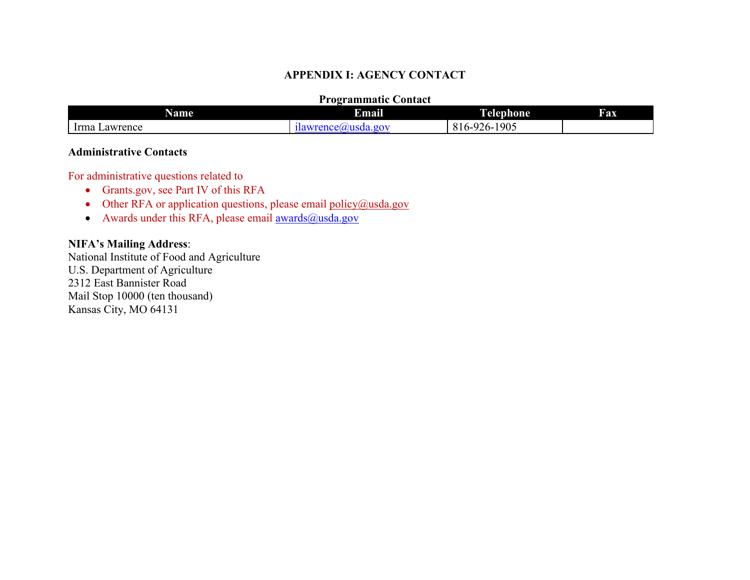## APPENDIX I: AGENCY CONTACT

**Programmatic Contact**

| Name | Email | Telephone | Fax |
|---|---|---|---|
| Irma Lawrence | ilawrence@usda.gov | 816-926-1905 | |

**Administrative Contacts**

For administrative questions related to

- Grants.gov, see Part IV of this RFA
- Other RFA or application questions, please email policy@usda.gov
- Awards under this RFA, please email awards@usda.gov

**NIFA's Mailing Address**:
National Institute of Food and Agriculture
U.S. Department of Agriculture
2312 East Bannister Road
Mail Stop 10000 (ten thousand)
Kansas City, MO 64131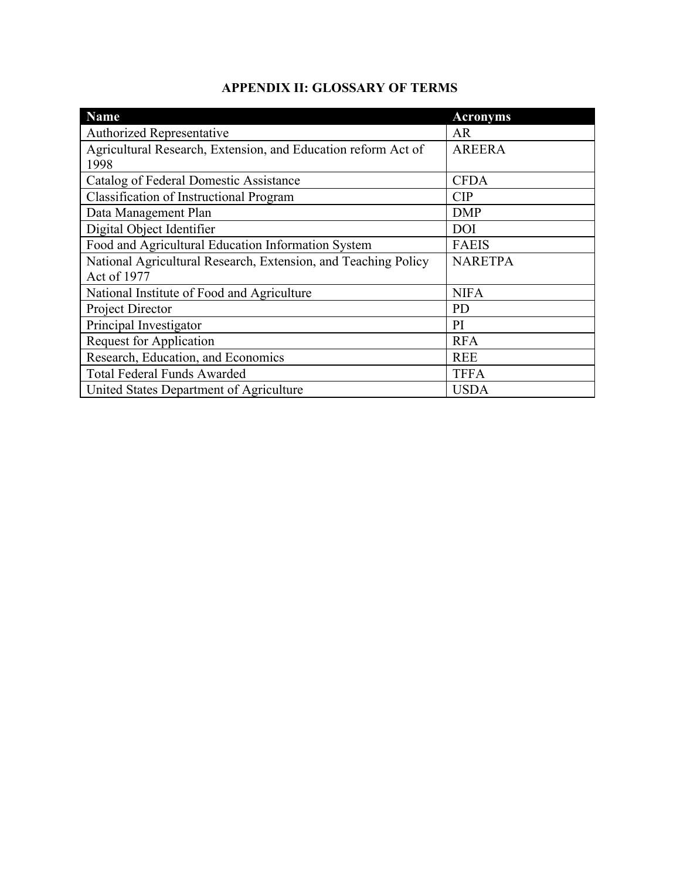# APPENDIX II: GLOSSARY OF TERMS

| Name | Acronyms |
|---|---|
| Authorized Representative | AR |
| Agricultural Research, Extension, and Education reform Act of 1998 | AREERA |
| Catalog of Federal Domestic Assistance | CFDA |
| Classification of Instructional Program | CIP |
| Data Management Plan | DMP |
| Digital Object Identifier | DOI |
| Food and Agricultural Education Information System | FAEIS |
| National Agricultural Research, Extension, and Teaching Policy Act of 1977 | NARETPA |
| National Institute of Food and Agriculture | NIFA |
| Project Director | PD |
| Principal Investigator | PI |
| Request for Application | RFA |
| Research, Education, and Economics | REE |
| Total Federal Funds Awarded | TFFA |
| United States Department of Agriculture | USDA |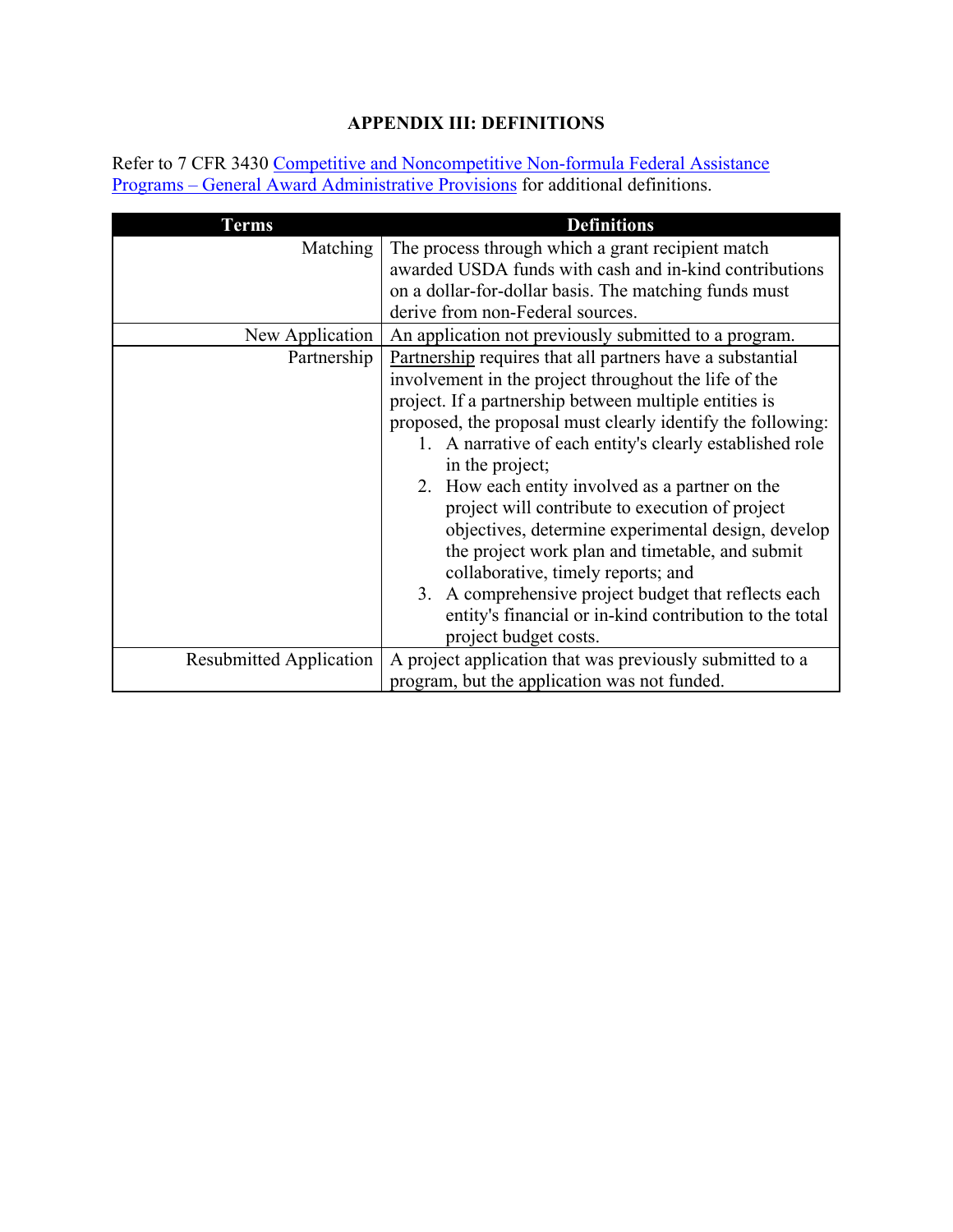# APPENDIX III: DEFINITIONS

Refer to 7 CFR 3430 Competitive and Noncompetitive Non-formula Federal Assistance Programs – General Award Administrative Provisions for additional definitions.

| Terms | Definitions |
|---|---|
| Matching | The process through which a grant recipient match awarded USDA funds with cash and in-kind contributions on a dollar-for-dollar basis. The matching funds must derive from non-Federal sources. |
| New Application | An application not previously submitted to a program. |
| Partnership | Partnership requires that all partners have a substantial involvement in the project throughout the life of the project. If a partnership between multiple entities is proposed, the proposal must clearly identify the following: 1. A narrative of each entity's clearly established role in the project; 2. How each entity involved as a partner on the project will contribute to execution of project objectives, determine experimental design, develop the project work plan and timetable, and submit collaborative, timely reports; and 3. A comprehensive project budget that reflects each entity's financial or in-kind contribution to the total project budget costs. |
| Resubmitted Application | A project application that was previously submitted to a program, but the application was not funded. |